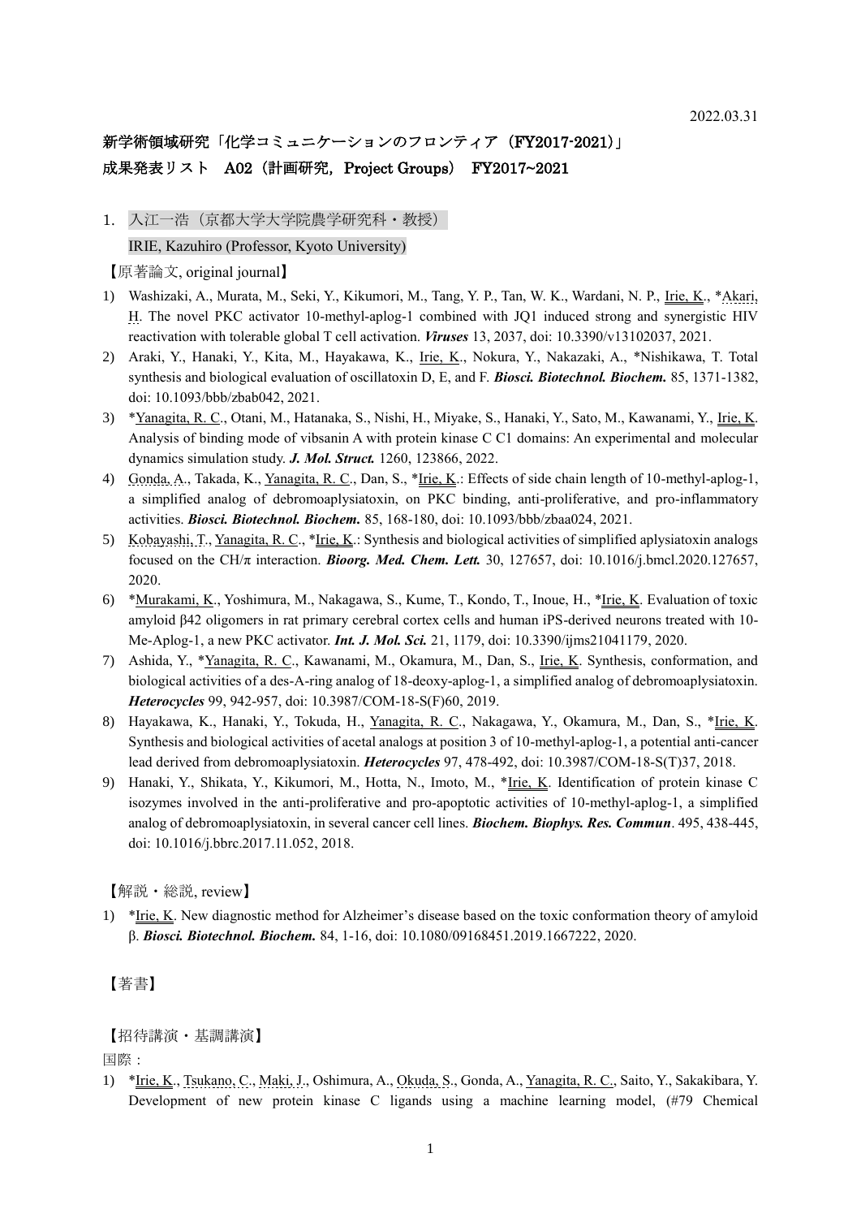2022.03.31

## 新学術領域研究「化学コミュニケーションのフロンティア（FY2017-2021）」
## 成果発表リスト　A02（計画研究，Project Groups）　FY2017~2021

### 1. 入江一浩（京都大学大学院農学研究科・教授）
IRIE, Kazuhiro (Professor, Kyoto University)

【原著論文, original journal】

1) Washizaki, A., Murata, M., Seki, Y., Kikumori, M., Tang, Y. P., Tan, W. K., Wardani, N. P., Irie, K., *Akari, H. The novel PKC activator 10-methyl-aplog-1 combined with JQ1 induced strong and synergistic HIV reactivation with tolerable global T cell activation. ***Viruses*** 13, 2037, doi: 10.3390/v13102037, 2021.
2) Araki, Y., Hanaki, Y., Kita, M., Hayakawa, K., Irie, K., Nokura, Y., Nakazaki, A., *Nishikawa, T. Total synthesis and biological evaluation of oscillatoxin D, E, and F. ***Biosci. Biotechnol. Biochem.*** 85, 1371-1382, doi: 10.1093/bbb/zbab042, 2021.
3) *Yanagita, R. C., Otani, M., Hatanaka, S., Nishi, H., Miyake, S., Hanaki, Y., Sato, M., Kawanami, Y., Irie, K. Analysis of binding mode of vibsanin A with protein kinase C C1 domains: An experimental and molecular dynamics simulation study. ***J. Mol. Struct.*** 1260, 123866, 2022.
4) Gonda, A., Takada, K., Yanagita, R. C., Dan, S., *Irie, K.: Effects of side chain length of 10-methyl-aplog-1, a simplified analog of debromoaplysiatoxin, on PKC binding, anti-proliferative, and pro-inflammatory activities. ***Biosci. Biotechnol. Biochem.*** 85, 168-180, doi: 10.1093/bbb/zbaa024, 2021.
5) Kobayashi, T., Yanagita, R. C., *Irie, K.: Synthesis and biological activities of simplified aplysiatoxin analogs focused on the CH/π interaction. ***Bioorg. Med. Chem. Lett.*** 30, 127657, doi: 10.1016/j.bmcl.2020.127657, 2020.
6) *Murakami, K., Yoshimura, M., Nakagawa, S., Kume, T., Kondo, T., Inoue, H., *Irie, K. Evaluation of toxic amyloid β42 oligomers in rat primary cerebral cortex cells and human iPS-derived neurons treated with 10-Me-Aplog-1, a new PKC activator. ***Int. J. Mol. Sci.*** 21, 1179, doi: 10.3390/ijms21041179, 2020.
7) Ashida, Y., *Yanagita, R. C., Kawanami, M., Okamura, M., Dan, S., Irie, K. Synthesis, conformation, and biological activities of a des-A-ring analog of 18-deoxy-aplog-1, a simplified analog of debromoaplysiatoxin. ***Heterocycles*** 99, 942-957, doi: 10.3987/COM-18-S(F)60, 2019.
8) Hayakawa, K., Hanaki, Y., Tokuda, H., Yanagita, R. C., Nakagawa, Y., Okamura, M., Dan, S., *Irie, K. Synthesis and biological activities of acetal analogs at position 3 of 10-methyl-aplog-1, a potential anti-cancer lead derived from debromoaplysiatoxin. ***Heterocycles*** 97, 478-492, doi: 10.3987/COM-18-S(T)37, 2018.
9) Hanaki, Y., Shikata, Y., Kikumori, M., Hotta, N., Imoto, M., *Irie, K. Identification of protein kinase C isozymes involved in the anti-proliferative and pro-apoptotic activities of 10-methyl-aplog-1, a simplified analog of debromoaplysiatoxin, in several cancer cell lines. ***Biochem. Biophys. Res. Commun***. 495, 438-445, doi: 10.1016/j.bbrc.2017.11.052, 2018.

【解説・総説, review】

1) *Irie, K. New diagnostic method for Alzheimer's disease based on the toxic conformation theory of amyloid β. ***Biosci. Biotechnol. Biochem.*** 84, 1-16, doi: 10.1080/09168451.2019.1667222, 2020.

【著書】

【招待講演・基調講演】

国際：

1) *Irie, K., Tsukano, C., Maki, J., Oshimura, A., Okuda, S., Gonda, A., Yanagita, R. C., Saito, Y., Sakakibara, Y. Development of new protein kinase C ligands using a machine learning model, (#79 Chemical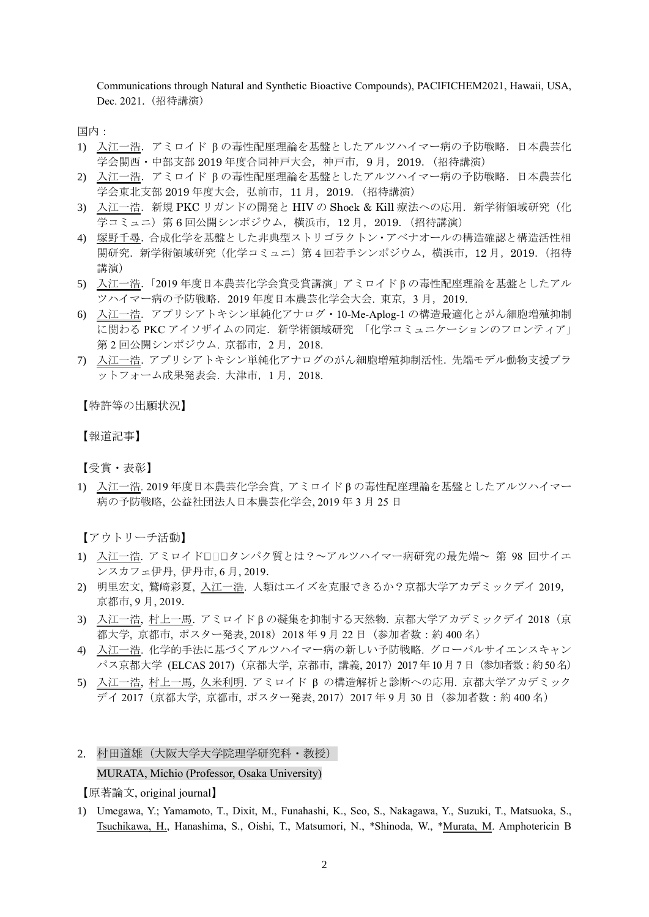Communications through Natural and Synthetic Bioactive Compounds), PACIFICHEM2021, Hawaii, USA, Dec. 2021.（招待講演）

国内：

1) 入江一浩．アミロイド β の毒性配座理論を基盤としたアルツハイマー病の予防戦略．日本農芸化学会関西・中部支部 2019 年度合同神戸大会，神戸市，9 月，2019．（招待講演）
2) 入江一浩．アミロイド β の毒性配座理論を基盤としたアルツハイマー病の予防戦略．日本農芸化学会東北支部 2019 年度大会，弘前市，11 月，2019．（招待講演）
3) 入江一浩．新規 PKC リガンドの開発と HIV の Shock & Kill 療法への応用．新学術領域研究（化学コミュニ）第 6 回公開シンポジウム，横浜市，12 月，2019．（招待講演）
4) 塚野千尋．合成化学を基盤とした非典型ストリゴラクトン・アベナオールの構造確認と構造活性相関研究．新学術領域研究（化学コミュニ）第 4 回若手シンポジウム，横浜市，12 月，2019．（招待講演）
5) 入江一浩．「2019 年度日本農芸化学会賞受賞講演」アミロイド β の毒性配座理論を基盤としたアルツハイマー病の予防戦略．2019 年度日本農芸化学会大会．東京，3 月，2019.
6) 入江一浩．アプリシアトキシン単純化アナログ・10-Me-Aplog-1 の構造最適化とがん細胞増殖抑制に関わる PKC アイソザイムの同定．新学術領域研究 「化学コミュニケーションのフロンティア」第 2 回公開シンポジウム．京都市，2 月，2018.
7) 入江一浩．アプリシアトキシン単純化アナログのがん細胞増殖抑制活性．先端モデル動物支援プラットフォーム成果発表会．大津市，1 月，2018.

【特許等の出願状況】

【報道記事】

【受賞・表彰】

1) 入江一浩. 2019 年度日本農芸化学会賞, アミロイド β の毒性配座理論を基盤としたアルツハイマー病の予防戦略, 公益社団法人日本農芸化学会, 2019 年 3 月 25 日

【アウトリーチ活動】

1) 入江一浩. アミロイド□□□タンパク質とは？～アルツハイマー病研究の最先端～ 第 98 回サイエンスカフェ伊丹, 伊丹市, 6 月, 2019.
2) 明里宏文, 鷲崎彩夏, 入江一浩. 人類はエイズを克服できるか？京都大学アカデミックデイ 2019, 京都市, 9 月, 2019.
3) 入江一浩, 村上一馬. アミロイド β の凝集を抑制する天然物. 京都大学アカデミックデイ 2018（京都大学, 京都市, ポスター発表, 2018）2018 年 9 月 22 日（参加者数：約 400 名）
4) 入江一浩. 化学的手法に基づくアルツハイマー病の新しい予防戦略. グローバルサイエンスキャンパス京都大学 (ELCAS 2017)（京都大学, 京都市, 講義, 2017）2017 年 10 月 7 日（参加者数 : 約 50 名）
5) 入江一浩, 村上一馬, 久米利明. アミロイド β の構造解析と診断への応用. 京都大学アカデミックデイ 2017（京都大学, 京都市, ポスター発表, 2017）2017 年 9 月 30 日（参加者数：約 400 名）

2. 村田道雄（大阪大学大学院理学研究科・教授）

MURATA, Michio (Professor, Osaka University)

【原著論文, original journal】

1) Umegawa, Y.; Yamamoto, T., Dixit, M., Funahashi, K., Seo, S., Nakagawa, Y., Suzuki, T., Matsuoka, S., Tsuchikawa, H., Hanashima, S., Oishi, T., Matsumori, N., *Shinoda, W., *Murata, M. Amphotericin B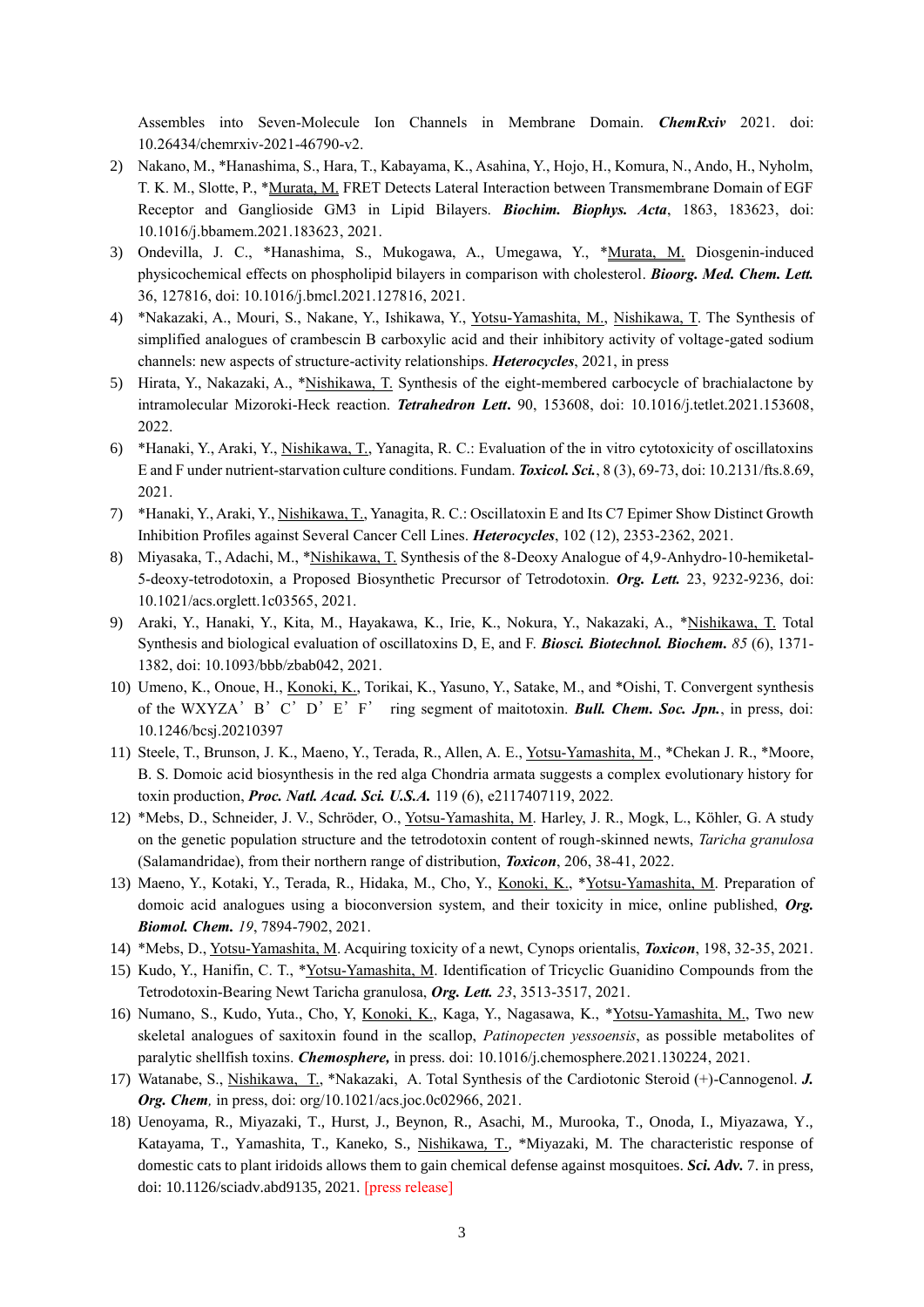Assembles into Seven-Molecule Ion Channels in Membrane Domain. ***ChemRxiv*** 2021. doi: 10.26434/chemrxiv-2021-46790-v2.

2) Nakano, M., *Hanashima, S., Hara, T., Kabayama, K., Asahina, Y., Hojo, H., Komura, N., Ando, H., Nyholm, T. K. M., Slotte, P., *<u>Murata, M.</u> FRET Detects Lateral Interaction between Transmembrane Domain of EGF Receptor and Ganglioside GM3 in Lipid Bilayers. ***Biochim. Biophys. Acta***, 1863, 183623, doi: 10.1016/j.bbamem.2021.183623, 2021.
3) Ondevilla, J. C., *Hanashima, S., Mukogawa, A., Umegawa, Y., *<u>Murata, M.</u> Diosgenin-induced physicochemical effects on phospholipid bilayers in comparison with cholesterol. ***Bioorg. Med. Chem. Lett.*** 36, 127816, doi: 10.1016/j.bmcl.2021.127816, 2021.
4) *Nakazaki, A., Mouri, S., Nakane, Y., Ishikawa, Y., <u>Yotsu-Yamashita, M.</u>, <u>Nishikawa, T</u>. The Synthesis of simplified analogues of crambescin B carboxylic acid and their inhibitory activity of voltage-gated sodium channels: new aspects of structure-activity relationships. ***Heterocycles***, 2021, in press
5) Hirata, Y., Nakazaki, A., *<u>Nishikawa, T.</u> Synthesis of the eight-membered carbocycle of brachialactone by intramolecular Mizoroki-Heck reaction. ***Tetrahedron Lett***. 90, 153608, doi: 10.1016/j.tetlet.2021.153608, 2022.
6) *Hanaki, Y., Araki, Y., <u>Nishikawa, T.</u>, Yanagita, R. C.: Evaluation of the in vitro cytotoxicity of oscillatoxins E and F under nutrient-starvation culture conditions. Fundam. ***Toxicol. Sci.***, 8 (3), 69-73, doi: 10.2131/fts.8.69, 2021.
7) *Hanaki, Y., Araki, Y., <u>Nishikawa, T.</u>, Yanagita, R. C.: Oscillatoxin E and Its C7 Epimer Show Distinct Growth Inhibition Profiles against Several Cancer Cell Lines. ***Heterocycles***, 102 (12), 2353-2362, 2021.
8) Miyasaka, T., Adachi, M., *<u>Nishikawa, T.</u> Synthesis of the 8-Deoxy Analogue of 4,9-Anhydro-10-hemiketal-5-deoxy-tetrodotoxin, a Proposed Biosynthetic Precursor of Tetrodotoxin. ***Org. Lett.*** 23, 9232-9236, doi: 10.1021/acs.orglett.1c03565, 2021.
9) Araki, Y., Hanaki, Y., Kita, M., Hayakawa, K., Irie, K., Nokura, Y., Nakazaki, A., *<u>Nishikawa, T.</u> Total Synthesis and biological evaluation of oscillatoxins D, E, and F. ***Biosci. Biotechnol. Biochem.*** *85* (6), 1371-1382, doi: 10.1093/bbb/zbab042, 2021.
10) Umeno, K., Onoue, H., <u>Konoki, K.</u>, Torikai, K., Yasuno, Y., Satake, M., and *Oishi, T. Convergent synthesis of the WXYZA’B’C’D’E’F’ ring segment of maitotoxin. ***Bull. Chem. Soc. Jpn.***, in press, doi: 10.1246/bcsj.20210397
11) Steele, T., Brunson, J. K., Maeno, Y., Terada, R., Allen, A. E., <u>Yotsu-Yamashita, M.</u>, *Chekan J. R., *Moore, B. S. Domoic acid biosynthesis in the red alga Chondria armata suggests a complex evolutionary history for toxin production, ***Proc. Natl. Acad. Sci. U.S.A.*** 119 (6), e2117407119, 2022.
12) *Mebs, D., Schneider, J. V., Schröder, O., <u>Yotsu-Yamashita, M</u>. Harley, J. R., Mogk, L., Köhler, G. A study on the genetic population structure and the tetrodotoxin content of rough-skinned newts, *Taricha granulosa* (Salamandridae), from their northern range of distribution, ***Toxicon***, 206, 38-41, 2022.
13) Maeno, Y., Kotaki, Y., Terada, R., Hidaka, M., Cho, Y., <u>Konoki, K.</u>, *<u>Yotsu-Yamashita, M</u>. Preparation of domoic acid analogues using a bioconversion system, and their toxicity in mice, online published, ***Org. Biomol. Chem.*** *19*, 7894-7902, 2021.
14) *Mebs, D., <u>Yotsu-Yamashita, M</u>. Acquiring toxicity of a newt, Cynops orientalis, ***Toxicon***, 198, 32-35, 2021.
15) Kudo, Y., Hanifin, C. T., *<u>Yotsu-Yamashita, M</u>. Identification of Tricyclic Guanidino Compounds from the Tetrodotoxin-Bearing Newt Taricha granulosa, ***Org. Lett.*** *23*, 3513-3517, 2021.
16) Numano, S., Kudo, Yuta., Cho, Y, <u>Konoki, K.</u>, Kaga, Y., Nagasawa, K., *<u>Yotsu-Yamashita, M.</u>, Two new skeletal analogues of saxitoxin found in the scallop, *Patinopecten yessoensis*, as possible metabolites of paralytic shellfish toxins. ***Chemosphere,*** in press. doi: 10.1016/j.chemosphere.2021.130224, 2021.
17) Watanabe, S., <u>Nishikawa, T.</u>, *Nakazaki, A. Total Synthesis of the Cardiotonic Steroid (+)-Cannogenol. ***J. Org. Chem***, in press, doi: org/10.1021/acs.joc.0c02966, 2021.
18) Uenoyama, R., Miyazaki, T., Hurst, J., Beynon, R., Asachi, M., Murooka, T., Onoda, I., Miyazawa, Y., Katayama, T., Yamashita, T., Kaneko, S., <u>Nishikawa, T.</u>, *Miyazaki, M. The characteristic response of domestic cats to plant iridoids allows them to gain chemical defense against mosquitoes. ***Sci. Adv.*** 7. in press, doi: 10.1126/sciadv.abd9135, 2021. [press release]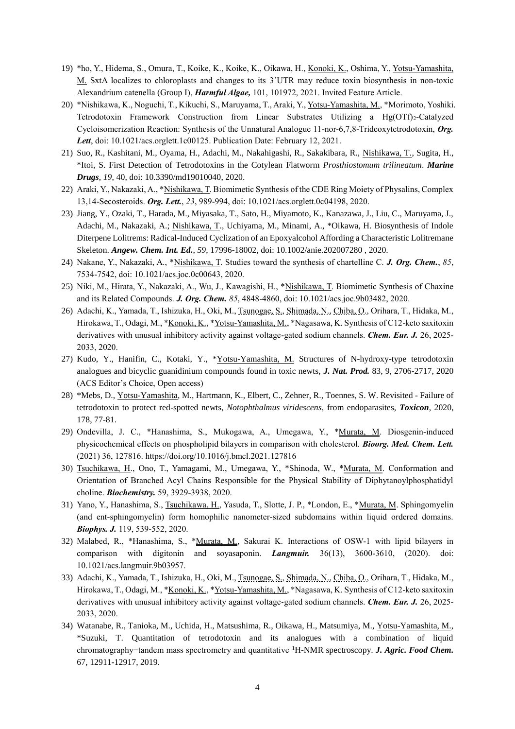19) *ho, Y., Hidema, S., Omura, T., Koike, K., Koike, K., Oikawa, H., Konoki, K., Oshima, Y., Yotsu-Yamashita, M. SxtA localizes to chloroplasts and changes to its 3'UTR may reduce toxin biosynthesis in non-toxic Alexandrium catenella (Group I), ***Harmful Algae,*** 101, 101972, 2021. Invited Feature Article.

20) *Nishikawa, K., Noguchi, T., Kikuchi, S., Maruyama, T., Araki, Y., Yotsu-Yamashita, M., *Morimoto, Yoshiki. Tetrodotoxin Framework Construction from Linear Substrates Utilizing a $Hg(OTf)_2$-Catalyzed Cycloisomerization Reaction: Synthesis of the Unnatural Analogue 11-nor-6,7,8-Trideoxytetrodotoxin, ***Org. Lett***, doi: 10.1021/acs.orglett.1c00125. Publication Date: February 12, 2021.

21) Suo, R., Kashitani, M., Oyama, H., Adachi, M., Nakahigashi, R., Sakakibara, R., Nishikawa, T., Sugita, H., *Itoi, S. First Detection of Tetrodotoxins in the Cotylean Flatworm *Prosthiostomum trilineatum*. ***Marine Drugs***, *19*, 40, doi: 10.3390/md19010040, 2020.

22) Araki, Y., Nakazaki, A., *Nishikawa, T. Biomimetic Synthesis of the CDE Ring Moiety of Physalins, Complex 13,14-Secosteroids. ***Org. Lett.***, *23*, 989-994, doi: 10.1021/acs.orglett.0c04198, 2020.

23) Jiang, Y., Ozaki, T., Harada, M., Miyasaka, T., Sato, H., Miyamoto, K., Kanazawa, J., Liu, C., Maruyama, J., Adachi, M., Nakazaki, A.; Nishikawa, T., Uchiyama, M., Minami, A., *Oikawa, H. Biosynthesis of Indole Diterpene Lolitrems: Radical-Induced Cyclization of an Epoxyalcohol Affording a Characteristic Lolitremane Skeleton. ***Angew. Chem. Int. Ed.***, *59*, 17996-18002, doi: 10.1002/anie.202007280 , 2020.

24) Nakane, Y., Nakazaki, A., *Nishikawa, T. Studies toward the synthesis of chartelline C. ***J. Org. Chem.***, *85*, 7534-7542, doi: 10.1021/acs.joc.0c00643, 2020.

25) Niki, M., Hirata, Y., Nakazaki, A., Wu, J., Kawagishi, H., *Nishikawa, T. Biomimetic Synthesis of Chaxine and its Related Compounds. ***J. Org. Chem.*** *85*, 4848-4860, doi: 10.1021/acs.joc.9b03482, 2020.

26) Adachi, K., Yamada, T., Ishizuka, H., Oki, M., Tsunogae, S., Shimada, N., Chiba, O., Orihara, T., Hidaka, M., Hirokawa, T., Odagi, M., *Konoki, K., *Yotsu-Yamashita, M., *Nagasawa, K. Synthesis of C12-keto saxitoxin derivatives with unusual inhibitory activity against voltage-gated sodium channels. ***Chem. Eur. J.*** 26, 2025-2033, 2020.

27) Kudo, Y., Hanifin, C., Kotaki, Y., *Yotsu-Yamashita, M. Structures of N-hydroxy-type tetrodotoxin analogues and bicyclic guanidinium compounds found in toxic newts, ***J. Nat. Prod.*** 83, 9, 2706-2717, 2020 (ACS Editor's Choice, Open access)

28) *Mebs, D., Yotsu-Yamashita, M., Hartmann, K., Elbert, C., Zehner, R., Toennes, S. W. Revisited - Failure of tetrodotoxin to protect red-spotted newts, *Notophthalmus viridescens*, from endoparasites, ***Toxicon***, 2020, 178, 77-81.

29) Ondevilla, J. C., *Hanashima, S., Mukogawa, A., Umegawa, Y., *Murata, M. Diosgenin-induced physicochemical effects on phospholipid bilayers in comparison with cholesterol. ***Bioorg. Med. Chem. Lett.*** (2021) 36, 127816. https://doi.org/10.1016/j.bmcl.2021.127816

30) Tsuchikawa, H., Ono, T., Yamagami, M., Umegawa, Y., *Shinoda, W., *Murata, M. Conformation and Orientation of Branched Acyl Chains Responsible for the Physical Stability of Diphytanoylphosphatidyl choline. ***Biochemistry.*** 59, 3929-3938, 2020.

31) Yano, Y., Hanashima, S., Tsuchikawa, H., Yasuda, T., Slotte, J. P., *London, E., *Murata, M. Sphingomyelin (and ent-sphingomyelin) form homophilic nanometer-sized subdomains within liquid ordered domains. ***Biophys. J.*** 119, 539-552, 2020.

32) Malabed, R., *Hanashima, S., *Murata, M., Sakurai K. Interactions of OSW-1 with lipid bilayers in comparison with digitonin and soyasaponin. ***Langmuir.*** 36(13), 3600-3610, (2020). doi: 10.1021/acs.langmuir.9b03957.

33) Adachi, K., Yamada, T., Ishizuka, H., Oki, M., Tsunogae, S., Shimada, N., Chiba, O., Orihara, T., Hidaka, M., Hirokawa, T., Odagi, M., *Konoki, K., *Yotsu-Yamashita, M., *Nagasawa, K. Synthesis of C12-keto saxitoxin derivatives with unusual inhibitory activity against voltage-gated sodium channels. ***Chem. Eur. J.*** 26, 2025-2033, 2020.

34) Watanabe, R., Tanioka, M., Uchida, H., Matsushima, R., Oikawa, H., Matsumiya, M., Yotsu-Yamashita, M., *Suzuki, T. Quantitation of tetrodotoxin and its analogues with a combination of liquid chromatography−tandem mass spectrometry and quantitative $^{1}H$-NMR spectroscopy. ***J. Agric. Food Chem.*** 67, 12911-12917, 2019.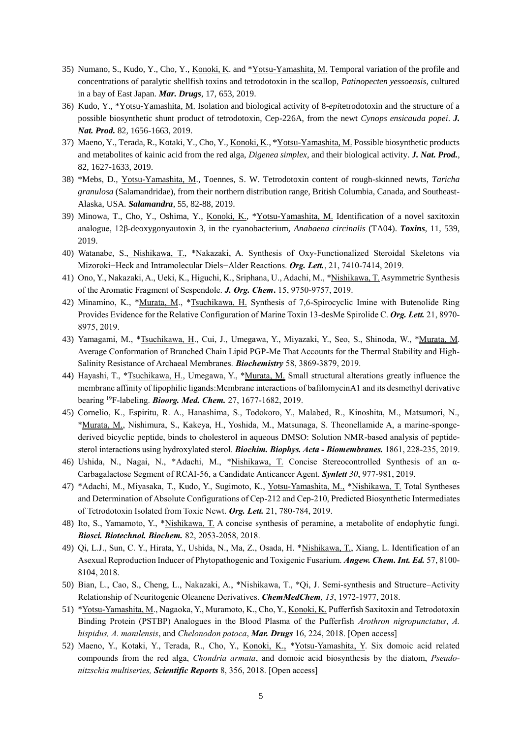35) Numano, S., Kudo, Y., Cho, Y., Konoki, K. and *Yotsu-Yamashita, M. Temporal variation of the profile and concentrations of paralytic shellfish toxins and tetrodotoxin in the scallop, *Patinopecten yessoensis*, cultured in a bay of East Japan. ***Mar. Drugs***, 17, 653, 2019.

36) Kudo, Y., *Yotsu-Yamashita, M. Isolation and biological activity of 8-*epi*tetrodotoxin and the structure of a possible biosynthetic shunt product of tetrodotoxin, Cep-226A, from the newt *Cynops ensicauda popei*. ***J. Nat. Prod.*** 82, 1656-1663, 2019.

37) Maeno, Y., Terada, R., Kotaki, Y., Cho, Y., Konoki, K., *Yotsu-Yamashita, M. Possible biosynthetic products and metabolites of kainic acid from the red alga, *Digenea simplex*, and their biological activity. ***J. Nat. Prod.***, 82, 1627-1633, 2019.

38) *Mebs, D., Yotsu-Yamashita, M., Toennes, S. W. Tetrodotoxin content of rough-skinned newts, *Taricha granulosa* (Salamandridae), from their northern distribution range, British Columbia, Canada, and Southeast-Alaska, USA. ***Salamandra***, 55, 82-88, 2019.

39) Minowa, T., Cho, Y., Oshima, Y., Konoki, K., *Yotsu-Yamashita, M. Identification of a novel saxitoxin analogue, 12β-deoxygonyautoxin 3, in the cyanobacterium, *Anabaena circinalis* (TA04). ***Toxins***, 11, 539, 2019.

40) Watanabe, S., Nishikawa, T., *Nakazaki, A. Synthesis of Oxy-Functionalized Steroidal Skeletons via Mizoroki−Heck and Intramolecular Diels−Alder Reactions. ***Org. Lett.***, 21, 7410-7414, 2019.

41) Ono, Y., Nakazaki, A., Ueki, K., Higuchi, K., Sriphana, U., Adachi, M., *Nishikawa, T. Asymmetric Synthesis of the Aromatic Fragment of Sespendole. ***J. Org. Chem***. 15, 9750-9757, 2019.

42) Minamino, K., *Murata, M., *Tsuchikawa, H. Synthesis of 7,6-Spirocyclic Imine with Butenolide Ring Provides Evidence for the Relative Configuration of Marine Toxin 13-desMe Spirolide C. ***Org. Lett.*** 21, 8970-8975, 2019.

43) Yamagami, M., *Tsuchikawa, H., Cui, J., Umegawa, Y., Miyazaki, Y., Seo, S., Shinoda, W., *Murata, M. Average Conformation of Branched Chain Lipid PGP-Me That Accounts for the Thermal Stability and High-Salinity Resistance of Archaeal Membranes. ***Biochemistry*** 58, 3869-3879, 2019.

44) Hayashi, T., *Tsuchikawa, H., Umegawa, Y., *Murata, M. Small structural alterations greatly influence the membrane affinity of lipophilic ligands:Membrane interactions of bafilomycinA1 and its desmethyl derivative bearing $^{19}$F-labeling. ***Bioorg. Med. Chem.*** 27, 1677-1682, 2019.

45) Cornelio, K., Espiritu, R. A., Hanashima, S., Todokoro, Y., Malabed, R., Kinoshita, M., Matsumori, N., *Murata, M., Nishimura, S., Kakeya, H., Yoshida, M., Matsunaga, S. Theonellamide A, a marine-sponge-derived bicyclic peptide, binds to cholesterol in aqueous DMSO: Solution NMR-based analysis of peptide-sterol interactions using hydroxylated sterol. ***Biochim. Biophys. Acta - Biomembranes.*** 1861, 228-235, 2019.

46) Ushida, N., Nagai, N., *Adachi, M., *Nishikawa, T. Concise Stereocontrolled Synthesis of an α-Carbagalactose Segment of RCAI-56, a Candidate Anticancer Agent. ***Synlett*** *30*, 977-981, 2019.

47) *Adachi, M., Miyasaka, T., Kudo, Y., Sugimoto, K., Yotsu-Yamashita, M., *Nishikawa, T. Total Syntheses and Determination of Absolute Configurations of Cep-212 and Cep-210, Predicted Biosynthetic Intermediates of Tetrodotoxin Isolated from Toxic Newt. ***Org. Lett.*** 21, 780-784, 2019.

48) Ito, S., Yamamoto, Y., *Nishikawa, T. A concise synthesis of peramine, a metabolite of endophytic fungi. ***Biosci. Biotechnol. Biochem.*** 82, 2053-2058, 2018.

49) Qi, L.J., Sun, C. Y., Hirata, Y., Ushida, N., Ma, Z., Osada, H. *Nishikawa, T., Xiang, L. Identification of an Asexual Reproduction Inducer of Phytopathogenic and Toxigenic Fusarium. ***Angew. Chem. Int. Ed.*** 57, 8100-8104, 2018.

50) Bian, L., Cao, S., Cheng, L., Nakazaki, A., *Nishikawa, T., *Qi, J. Semi-synthesis and Structure–Activity Relationship of Neuritogenic Oleanene Derivatives. ***ChemMedChem***, *13*, 1972-1977, 2018.

51) *Yotsu-Yamashita, M., Nagaoka, Y., Muramoto, K., Cho, Y., Konoki, K. Pufferfish Saxitoxin and Tetrodotoxin Binding Protein (PSTBP) Analogues in the Blood Plasma of the Pufferfish *Arothron nigropunctatus*, *A. hispidus, A. manilensis*, and *Chelonodon patoca*, ***Mar. Drugs*** 16, 224, 2018. [Open access]

52) Maeno, Y., Kotaki, Y., Terada, R., Cho, Y., Konoki, K., *Yotsu-Yamashita, Y. Six domoic acid related compounds from the red alga, *Chondria armata*, and domoic acid biosynthesis by the diatom, *Pseudo-nitzschia multiseries,* ***Scientific Reports*** 8, 356, 2018. [Open access]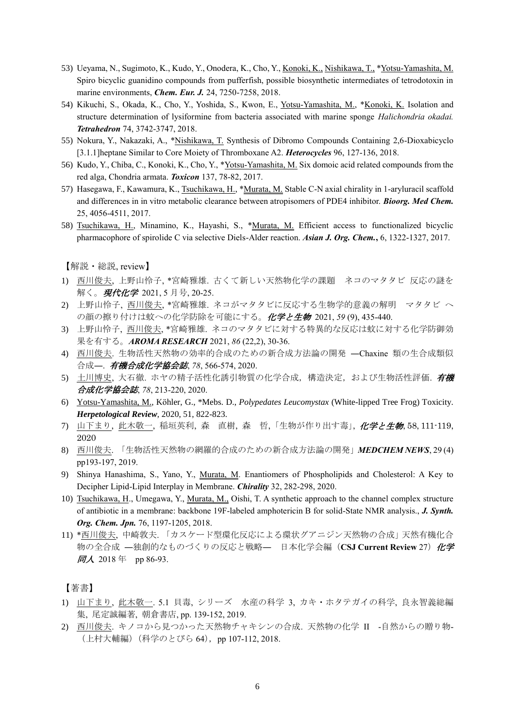53) Ueyama, N., Sugimoto, K., Kudo, Y., Onodera, K., Cho, Y., Konoki, K., Nishikawa, T., *Yotsu-Yamashita, M. Spiro bicyclic guanidino compounds from pufferfish, possible biosynthetic intermediates of tetrodotoxin in marine environments, ***Chem. Eur. J.*** 24, 7250-7258, 2018.
54) Kikuchi, S., Okada, K., Cho, Y., Yoshida, S., Kwon, E., Yotsu-Yamashita, M., *Konoki, K. Isolation and structure determination of lysiformine from bacteria associated with marine sponge *Halichondria okadai.* ***Tetrahedron*** 74, 3742-3747, 2018.
55) Nokura, Y., Nakazaki, A., *Nishikawa, T. Synthesis of Dibromo Compounds Containing 2,6-Dioxabicyclo [3.1.1]heptane Similar to Core Moiety of Thromboxane A2. ***Heterocycles*** 96, 127-136, 2018.
56) Kudo, Y., Chiba, C., Konoki, K., Cho, Y., *Yotsu-Yamashita, M. Six domoic acid related compounds from the red alga, Chondria armata. ***Toxicon*** 137, 78-82, 2017.
57) Hasegawa, F., Kawamura, K., Tsuchikawa, H., *Murata, M. Stable C-N axial chirality in 1-aryluracil scaffold and differences in in vitro metabolic clearance between atropisomers of PDE4 inhibitor. ***Bioorg. Med Chem.*** 25, 4056-4511, 2017.
58) Tsuchikawa, H., Minamino, K., Hayashi, S., *Murata, M. Efficient access to functionalized bicyclic pharmacophore of spirolide C via selective Diels-Alder reaction. ***Asian J. Org. Chem.***, 6, 1322-1327, 2017.

【解説・総説, review】

1) 西川俊夫, 上野山怜子, *宮崎雅雄. 古くて新しい天然物化学の課題　ネコのマタタビ 反応の謎を解く。***現代化学*** 2021, 5 月号, 20-25.
2) 上野山怜子, 西川俊夫, *宮崎雅雄. ネコがマタタビに反応する生物学的意義の解明　マタタビ への顔の擦り付けは蚊への化学防除を可能にする。***化学と生物*** 2021, *59* (9), 435-440.
3) 上野山怜子, 西川俊夫, *宮崎雅雄. ネコのマタタビに対する特異的な反応は蚊に対する化学防御効果を有する。***AROMA RESEARCH*** 2021, *86* (22,2), 30-36.
4) 西川俊夫. 生物活性天然物の効率的合成のための新合成方法論の開発 —Chaxine 類の生合成類似合成—. ***有機合成化学協会誌***, *78*, 566-574, 2020.
5) 土川博史, 大石徹. ホヤの精子活性化誘引物質の化学合成, 構造決定, および生物活性評価. ***有機合成化学協会誌***, *78*, 213-220, 2020.
6) Yotsu-Yamashita, M., Köhler, G., *Mebs. D., *Polypedates Leucomystax* (White-lipped Tree Frog) Toxicity. ***Herpetological Review***, 2020, 51, 822-823.
7) 山下まり, 此木敬一, 稲垣英利, 森　直樹, 森　哲,「生物が作り出す毒」, ***化学と生物***, 58, 111-119, 2020
8) 西川俊夫. 「生物活性天然物の網羅的合成のための新合成方法論の開発」***MEDCHEM NEWS***, 29 (4) pp193-197, 2019.
9) Shinya Hanashima, S., Yano, Y., Murata, M. Enantiomers of Phospholipids and Cholesterol: A Key to Decipher Lipid-Lipid Interplay in Membrane. ***Chirality*** 32, 282-298, 2020.
10) Tsuchikawa, H., Umegawa, Y., Murata, M., Oishi, T. A synthetic approach to the channel complex structure of antibiotic in a membrane: backbone 19F-labeled amphotericin B for solid-State NMR analysis., ***J. Synth. Org. Chem. Jpn.*** 76, 1197-1205, 2018.
11) *西川俊夫, 中崎敦夫. 「カスケード型環化反応による環状グアニジン天然物の合成」天然有機化合物の全合成 —独創的なものづくりの反応と戦略—　日本化学会編（**CSJ Current Review** 27）***化学同人*** 2018 年　pp 86-93.

【著書】

1) 山下まり, 此木敬一. 5.1 貝毒, シリーズ　水産の科学 3, カキ・ホタテガイの科学, 良永智義総編集, 尾定誠編著, 朝倉書店, pp. 139-152, 2019.
2) 西川俊夫. キノコから見つかった天然物チャキシンの合成. 天然物の化学 II　-自然からの贈り物-（上村大輔編）（科学のとびら 64）, pp 107-112, 2018.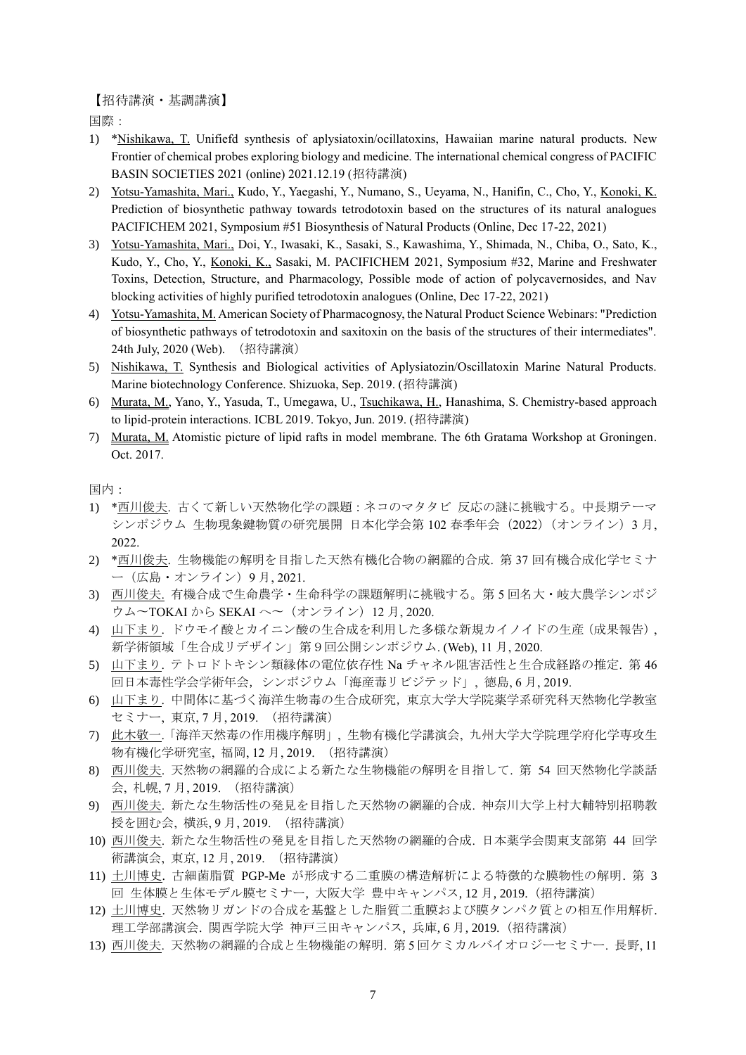【招待講演・基調講演】

国際：

1) *Nishikawa, T. Unifiefd synthesis of aplysiatoxin/oscillatoxins, Hawaiian marine natural products. New Frontier of chemical probes exploring biology and medicine. The international chemical congress of PACIFIC BASIN SOCIETIES 2021 (online) 2021.12.19 (招待講演)
2) Yotsu-Yamashita, Mari., Kudo, Y., Yaegashi, Y., Numano, S., Ueyama, N., Hanifin, C., Cho, Y., Konoki, K. Prediction of biosynthetic pathway towards tetrodotoxin based on the structures of its natural analogues PACIFICHEM 2021, Symposium #51 Biosynthesis of Natural Products (Online, Dec 17-22, 2021)
3) Yotsu-Yamashita, Mari., Doi, Y., Iwasaki, K., Sasaki, S., Kawashima, Y., Shimada, N., Chiba, O., Sato, K., Kudo, Y., Cho, Y., Konoki, K., Sasaki, M. PACIFICHEM 2021, Symposium #32, Marine and Freshwater Toxins, Detection, Structure, and Pharmacology, Possible mode of action of polycavernosides, and Nav blocking activities of highly purified tetrodotoxin analogues (Online, Dec 17-22, 2021)
4) Yotsu-Yamashita, M. American Society of Pharmacognosy, the Natural Product Science Webinars: "Prediction of biosynthetic pathways of tetrodotoxin and saxitoxin on the basis of the structures of their intermediates". 24th July, 2020 (Web). （招待講演）
5) Nishikawa, T. Synthesis and Biological activities of Aplysiatozin/Oscillatoxin Marine Natural Products. Marine biotechnology Conference. Shizuoka, Sep. 2019. (招待講演)
6) Murata, M., Yano, Y., Yasuda, T., Umegawa, U., Tsuchikawa, H., Hanashima, S. Chemistry-based approach to lipid-protein interactions. ICBL 2019. Tokyo, Jun. 2019. (招待講演)
7) Murata, M. Atomistic picture of lipid rafts in model membrane. The 6th Gratama Workshop at Groningen. Oct. 2017.

国内：

1) *西川俊夫. 古くて新しい天然物化学の課題：ネコのマタタビ 反応の謎に挑戦する。中長期テーマシンポジウム 生物現象鍵物質の研究展開 日本化学会第 102 春季年会（2022）（オンライン）3 月, 2022.
2) *西川俊夫. 生物機能の解明を目指した天然有機化合物の網羅的合成. 第 37 回有機合成化学セミナー（広島・オンライン）9 月, 2021.
3) 西川俊夫. 有機合成で生命農学・生命科学の課題解明に挑戦する。第 5 回名大・岐大農学シンポジウム〜TOKAI から SEKAI へ〜（オンライン）12 月, 2020.
4) 山下まり. ドウモイ酸とカイニン酸の生合成を利用した多様な新規カイノイドの生産（成果報告）, 新学術領域「生合成リデザイン」第 9 回公開シンポジウム. (Web), 11 月, 2020.
5) 山下まり. テトロドトキシン類縁体の電位依存性 Na チャネル阻害活性と生合成経路の推定. 第 46 回日本毒性学会学術年会，シンポジウム「海産毒リビジテッド」, 徳島, 6 月, 2019.
6) 山下まり. 中間体に基づく海洋生物毒の生合成研究，東京大学大学院薬学系研究科天然物化学教室セミナー, 東京, 7 月, 2019. （招待講演）
7) 此木敬一.「海洋天然毒の作用機序解明」, 生物有機化学講演会, 九州大学大学院理学府化学専攻生物有機化学研究室, 福岡, 12 月, 2019. （招待講演）
8) 西川俊夫. 天然物の網羅的合成による新たな生物機能の解明を目指して. 第 54 回天然物化学談話会, 札幌, 7 月, 2019. （招待講演）
9) 西川俊夫. 新たな生物活性の発見を目指した天然物の網羅的合成. 神奈川大学上村大輔特別招聘教授を囲む会, 横浜, 9 月, 2019. （招待講演）
10) 西川俊夫. 新たな生物活性の発見を目指した天然物の網羅的合成. 日本薬学会関東支部第 44 回学術講演会, 東京, 12 月, 2019. （招待講演）
11) 土川博史. 古細菌脂質 PGP-Me が形成する二重膜の構造解析による特徴的な膜物性の解明. 第 3 回 生体膜と生体モデル膜セミナー, 大阪大学 豊中キャンパス, 12 月, 2019.（招待講演）
12) 土川博史. 天然物リガンドの合成を基盤とした脂質二重膜および膜タンパク質との相互作用解析. 理工学部講演会. 関西学院大学 神戸三田キャンパス, 兵庫, 6 月, 2019.（招待講演）
13) 西川俊夫. 天然物の網羅的合成と生物機能の解明. 第 5 回ケミカルバイオロジーセミナー. 長野, 11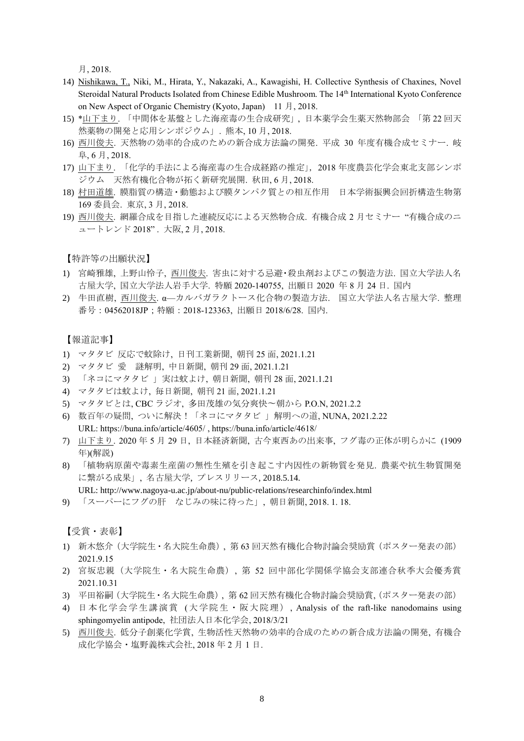月, 2018.

14) Nishikawa, T., Niki, M., Hirata, Y., Nakazaki, A., Kawagishi, H. Collective Synthesis of Chaxines, Novel Steroidal Natural Products Isolated from Chinese Edible Mushroom. The 14th International Kyoto Conference on New Aspect of Organic Chemistry (Kyoto, Japan)　11 月, 2018.
15) *山下まり.「中間体を基盤とした海産毒の生合成研究」, 日本薬学会生薬天然物部会 「第 22 回天然薬物の開発と応用シンポジウム」. 熊本, 10 月, 2018.
16) 西川俊夫. 天然物の効率的合成のための新合成方法論の開発. 平成 30 年度有機合成セミナー. 岐阜, 6 月, 2018.
17) 山下まり.「化学的手法による海産毒の生合成経路の推定」, 2018 年度農芸化学会東北支部シンポジウム　天然有機化合物が拓く新研究展開. 秋田, 6 月, 2018.
18) 村田道雄. 膜脂質の構造・動態および膜タンパク質との相互作用　日本学術振興会回折構造生物第 169 委員会. 東京, 3 月, 2018.
19) 西川俊夫. 網羅合成を目指した連続反応による天然物合成. 有機合成 2 月セミナー "有機合成のニュートレンド 2018". 大阪, 2 月, 2018.

【特許等の出願状況】

1) 宮崎雅雄, 上野山怜子, 西川俊夫. 害虫に対する忌避・殺虫剤およびこの製造方法. 国立大学法人名古屋大学, 国立大学法人岩手大学. 特願 2020-140755, 出願日 2020 年 8 月 24 日. 国内
2) 牛田直樹, 西川俊夫. α—カルバガラクトース化合物の製造方法.　国立大学法人名古屋大学. 整理番号：04562018JP；特願：2018-123363, 出願日 2018/6/28. 国内.

【報道記事】

1) マタタビ 反応で蚊除け, 日刊工業新聞, 朝刊 25 面, 2021.1.21
2) マタタビ 愛　謎解明, 中日新聞, 朝刊 29 面, 2021.1.21
3) 「ネコにマタタビ 」実は蚊よけ, 朝日新聞, 朝刊 28 面, 2021.1.21
4) マタタビは蚊よけ, 毎日新聞, 朝刊 21 面, 2021.1.21
5) マタタビとは, CBC ラジオ, 多田茂雄の気分爽快〜朝から P.O.N, 2021.2.2
6) 数百年の疑問, ついに解決！「ネコにマタタビ 」解明への道, NUNA, 2021.2.22
   URL: https://buna.info/article/4605/ , https://buna.info/article/4618/
7) 山下まり. 2020 年 5 月 29 日, 日本経済新聞, 古今東西あの出来事, フグ毒の正体が明らかに (1909 年)(解説)
8) 「植物病原菌や毒素生産菌の無性生殖を引き起こす内因性の新物質を発見. 農薬や抗生物質開発に繋がる成果」, 名古屋大学, プレスリリース, 2018.5.14.
   URL: http://www.nagoya-u.ac.jp/about-nu/public-relations/researchinfo/index.html
9) 「スーパーにフグの肝　なじみの味に待った」, 朝日新聞, 2018. 1. 18.

【受賞・表彰】

1) 新木悠介（大学院生・名大院生命農）, 第 63 回天然有機化合物討論会奨励賞（ポスター発表の部）2021.9.15
2) 宮坂忠親（大学院生・名大院生命農）, 第 52 回中部化学関係学協会支部連合秋季大会優秀賞 2021.10.31
3) 平田裕嗣（大学院生・名大院生命農）, 第 62 回天然有機化合物討論会奨励賞,（ポスター発表の部）
4) 日本化学会学生講演賞（大学院生・阪大院理）, Analysis of the raft-like nanodomains using sphingomyelin antipode, 社団法人日本化学会, 2018/3/21
5) 西川俊夫. 低分子創薬化学賞, 生物活性天然物の効率的合成のための新合成方法論の開発, 有機合成化学協会・塩野義株式会社, 2018 年 2 月 1 日.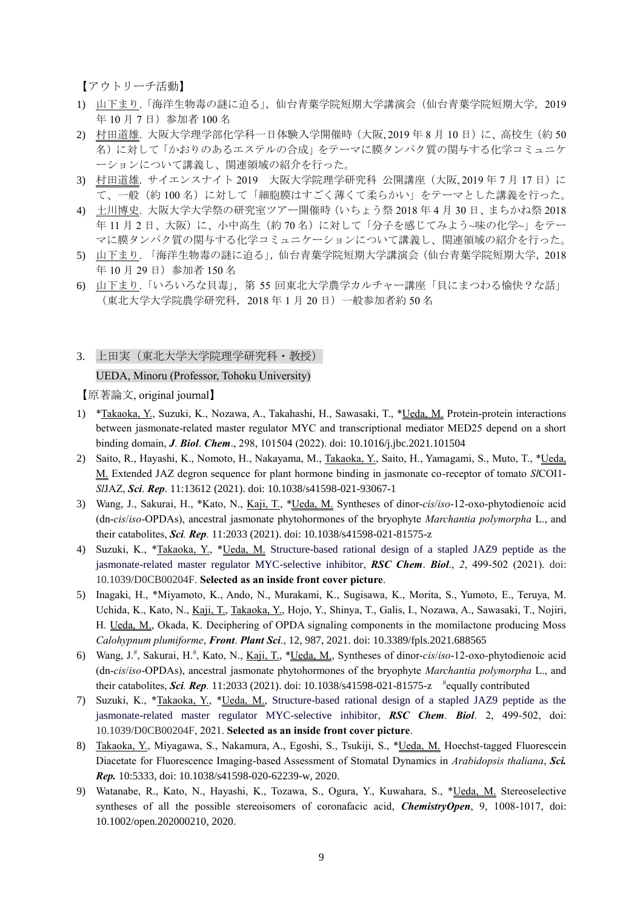【アウトリーチ活動】

1) 山下まり.「海洋生物毒の謎に迫る」, 仙台青葉学院短期大学講演会（仙台青葉学院短期大学，2019 年 10 月 7 日）参加者 100 名
2) 村田道雄. 大阪大学理学部化学科一日体験入学開催時（大阪, 2019 年 8 月 10 日）に、高校生（約 50 名）に対して「かおりのあるエステルの合成」をテーマに膜タンパク質の関与する化学コミュニケーションについて講義し、関連領域の紹介を行った。
3) 村田道雄. サイエンスナイト 2019　大阪大学院理学研究科　公開講座（大阪, 2019 年 7 月 17 日）にて、一般（約 100 名）に対して「細胞膜はすごく薄くて柔らかい」をテーマとした講義を行った。
4) 土川博史. 大阪大学大学祭の研究室ツアー開催時（いちょう祭 2018 年 4 月 30 日、まちかね祭 2018 年 11 月 2 日、大阪）に、小中高生（約 70 名）に対して「分子を感じてみよう~味の化学~」をテーマに膜タンパク質の関与する化学コミュニケーションについて講義し、関連領域の紹介を行った。
5) 山下まり. 「海洋生物毒の謎に迫る」, 仙台青葉学院短期大学講演会（仙台青葉学院短期大学，2018 年 10 月 29 日）参加者 150 名
6) 山下まり.「いろいろな貝毒」, 第 55 回東北大学農学カルチャー講座「貝にまつわる愉快？な話」（東北大学大学院農学研究科，2018 年 1 月 20 日）一般参加者約 50 名

3. 上田実（東北大学大学院理学研究科・教授）
UEDA, Minoru (Professor, Tohoku University)

【原著論文, original journal】

1) *Takaoka, Y., Suzuki, K., Nozawa, A., Takahashi, H., Sawasaki, T., *Ueda, M. Protein-protein interactions between jasmonate-related master regulator MYC and transcriptional mediator MED25 depend on a short binding domain, ***J. Biol. Chem***., 298, 101504 (2022). doi: 10.1016/j.jbc.2021.101504
2) Saito, R., Hayashi, K., Nomoto, H., Nakayama, M., Takaoka, Y., Saito, H., Yamagami, S., Muto, T., *Ueda, M. Extended JAZ degron sequence for plant hormone binding in jasmonate co-receptor of tomato *Sl*COI1-*Sl*JAZ, ***Sci. Rep***. 11:13612 (2021). doi: 10.1038/s41598-021-93067-1
3) Wang, J., Sakurai, H., *Kato, N., Kaji, T., *Ueda, M. Syntheses of dinor-*cis*/*iso*-12-oxo-phytodienoic acid (dn-*cis*/*iso*-OPDAs), ancestral jasmonate phytohormones of the bryophyte *Marchantia polymorpha* L., and their catabolites, ***Sci. Rep.*** 11:2033 (2021). doi: 10.1038/s41598-021-81575-z
4) Suzuki, K., *Takaoka, Y., *Ueda, M. Structure-based rational design of a stapled JAZ9 peptide as the jasmonate-related master regulator MYC-selective inhibitor, ***RSC Chem. Biol***., *2*, 499-502 (2021). doi: 10.1039/D0CB00204F. **Selected as an inside front cover picture**.
5) Inagaki, H., *Miyamoto, K., Ando, N., Murakami, K., Sugisawa, K., Morita, S., Yumoto, E., Teruya, M. Uchida, K., Kato, N., Kaji, T., Takaoka, Y., Hojo, Y., Shinya, T., Galis, I., Nozawa, A., Sawasaki, T., Nojiri, H. Ueda, M., Okada, K. Deciphering of OPDA signaling components in the momilactone producing Moss *Calohypnum plumiforme*, ***Front. Plant Sci***., 12, 987, 2021. doi: 10.3389/fpls.2021.688565
6) Wang, J.[#], Sakurai, H.[#], Kato, N., Kaji, T., *Ueda, M., Syntheses of dinor-*cis*/*iso*-12-oxo-phytodienoic acid (dn-*cis*/*iso*-OPDAs), ancestral jasmonate phytohormones of the bryophyte *Marchantia polymorpha* L., and their catabolites, ***Sci. Rep.*** 11:2033 (2021). doi: 10.1038/s41598-021-81575-z [#]equally contributed
7) Suzuki, K., *Takaoka, Y., *Ueda, M., Structure-based rational design of a stapled JAZ9 peptide as the jasmonate-related master regulator MYC-selective inhibitor, ***RSC Chem. Biol***. 2, 499-502, doi: 10.1039/D0CB00204F, 2021. **Selected as an inside front cover picture**.
8) Takaoka, Y., Miyagawa, S., Nakamura, A., Egoshi, S., Tsukiji, S., *Ueda, M. Hoechst-tagged Fluorescein Diacetate for Fluorescence Imaging-based Assessment of Stomatal Dynamics in *Arabidopsis thaliana*, ***Sci. Rep.*** 10:5333, doi: 10.1038/s41598-020-62239-w, 2020.
9) Watanabe, R., Kato, N., Hayashi, K., Tozawa, S., Ogura, Y., Kuwahara, S., *Ueda, M. Stereoselective syntheses of all the possible stereoisomers of coronafacic acid, ***ChemistryOpen***, 9, 1008-1017, doi: 10.1002/open.202000210, 2020.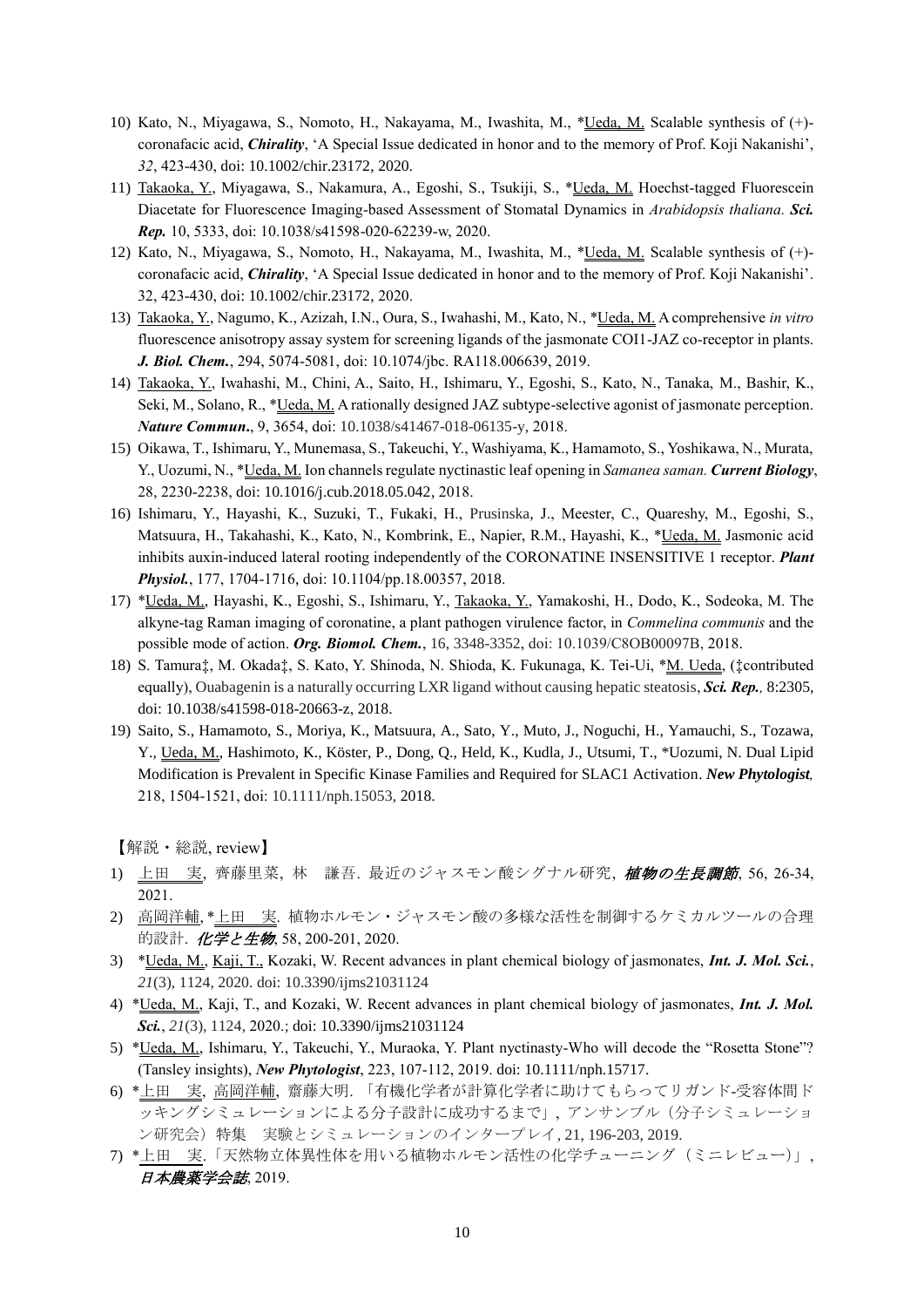10) Kato, N., Miyagawa, S., Nomoto, H., Nakayama, M., Iwashita, M., *Ueda, M. Scalable synthesis of (+)-coronafacic acid, ***Chirality***, 'A Special Issue dedicated in honor and to the memory of Prof. Koji Nakanishi', *32*, 423-430, doi: 10.1002/chir.23172, 2020.
11) Takaoka, Y., Miyagawa, S., Nakamura, A., Egoshi, S., Tsukiji, S., *Ueda, M. Hoechst-tagged Fluorescein Diacetate for Fluorescence Imaging-based Assessment of Stomatal Dynamics in *Arabidopsis thaliana*. ***Sci. Rep.*** 10, 5333, doi: 10.1038/s41598-020-62239-w, 2020.
12) Kato, N., Miyagawa, S., Nomoto, H., Nakayama, M., Iwashita, M., *Ueda, M. Scalable synthesis of (+)-coronafacic acid, ***Chirality***, 'A Special Issue dedicated in honor and to the memory of Prof. Koji Nakanishi'. 32, 423-430, doi: 10.1002/chir.23172, 2020.
13) Takaoka, Y., Nagumo, K., Azizah, I.N., Oura, S., Iwahashi, M., Kato, N., *Ueda, M. A comprehensive *in vitro* fluorescence anisotropy assay system for screening ligands of the jasmonate COI1-JAZ co-receptor in plants. ***J. Biol. Chem.***, 294, 5074-5081, doi: 10.1074/jbc. RA118.006639, 2019.
14) Takaoka, Y., Iwahashi, M., Chini, A., Saito, H., Ishimaru, Y., Egoshi, S., Kato, N., Tanaka, M., Bashir, K., Seki, M., Solano, R., *Ueda, M. A rationally designed JAZ subtype-selective agonist of jasmonate perception. ***Nature Commun.***, 9, 3654, doi: 10.1038/s41467-018-06135-y, 2018.
15) Oikawa, T., Ishimaru, Y., Munemasa, S., Takeuchi, Y., Washiyama, K., Hamamoto, S., Yoshikawa, N., Murata, Y., Uozumi, N., *Ueda, M. Ion channels regulate nyctinastic leaf opening in *Samanea saman*. ***Current Biology***, 28, 2230-2238, doi: 10.1016/j.cub.2018.05.042, 2018.
16) Ishimaru, Y., Hayashi, K., Suzuki, T., Fukaki, H., Prusinska, J., Meester, C., Quareshy, M., Egoshi, S., Matsuura, H., Takahashi, K., Kato, N., Kombrink, E., Napier, R.M., Hayashi, K., *Ueda, M. Jasmonic acid inhibits auxin-induced lateral rooting independently of the CORONATINE INSENSITIVE 1 receptor. ***Plant Physiol.***, 177, 1704-1716, doi: 10.1104/pp.18.00357, 2018.
17) *Ueda, M., Hayashi, K., Egoshi, S., Ishimaru, Y., Takaoka, Y., Yamakoshi, H., Dodo, K., Sodeoka, M. The alkyne-tag Raman imaging of coronatine, a plant pathogen virulence factor, in *Commelina communis* and the possible mode of action. ***Org. Biomol. Chem.***, 16, 3348-3352, doi: 10.1039/C8OB00097B, 2018.
18) S. Tamura‡, M. Okada‡, S. Kato, Y. Shinoda, N. Shioda, K. Fukunaga, K. Tei-Ui, *M. Ueda, (‡contributed equally), Ouabagenin is a naturally occurring LXR ligand without causing hepatic steatosis, ***Sci. Rep.***, 8:2305, doi: 10.1038/s41598-018-20663-z, 2018.
19) Saito, S., Hamamoto, S., Moriya, K., Matsuura, A., Sato, Y., Muto, J., Noguchi, H., Yamauchi, S., Tozawa, Y., Ueda, M., Hashimoto, K., Köster, P., Dong, Q., Held, K., Kudla, J., Utsumi, T., *Uozumi, N. Dual Lipid Modification is Prevalent in Specific Kinase Families and Required for SLAC1 Activation. ***New Phytologist***, 218, 1504-1521, doi: 10.1111/nph.15053, 2018.

【解説・総説, review】

1) 上田　実, 齊藤里菜, 林　謙吾. 最近のジャスモン酸シグナル研究, ***植物の生長調節***, 56, 26-34, 2021.
2) 高岡洋輔, *上田　実. 植物ホルモン・ジャスモン酸の多様な活性を制御するケミカルツールの合理的設計. ***化学と生物***, 58, 200-201, 2020.
3) *Ueda, M., Kaji, T., Kozaki, W. Recent advances in plant chemical biology of jasmonates, ***Int. J. Mol. Sci.***, *21*(3), 1124, 2020. doi: 10.3390/ijms21031124
4) *Ueda, M., Kaji, T., and Kozaki, W. Recent advances in plant chemical biology of jasmonates, ***Int. J. Mol. Sci.***, *21*(3), 1124, 2020.; doi: 10.3390/ijms21031124
5) *Ueda, M., Ishimaru, Y., Takeuchi, Y., Muraoka, Y. Plant nyctinasty-Who will decode the "Rosetta Stone"? (Tansley insights), ***New Phytologist***, 223, 107-112, 2019. doi: 10.1111/nph.15717.
6) *上田　実, 高岡洋輔, 齋藤大明. 「有機化学者が計算化学者に助けてもらってリガンド-受容体間ドッキングシミュレーションによる分子設計に成功するまで」, アンサンブル（分子シミュレーション研究会）特集　実験とシミュレーションのインタープレイ, 21, 196-203, 2019.
7) *上田　実.「天然物立体異性体を用いる植物ホルモン活性の化学チューニング（ミニレビュー）」, ***日本農薬学会誌***, 2019.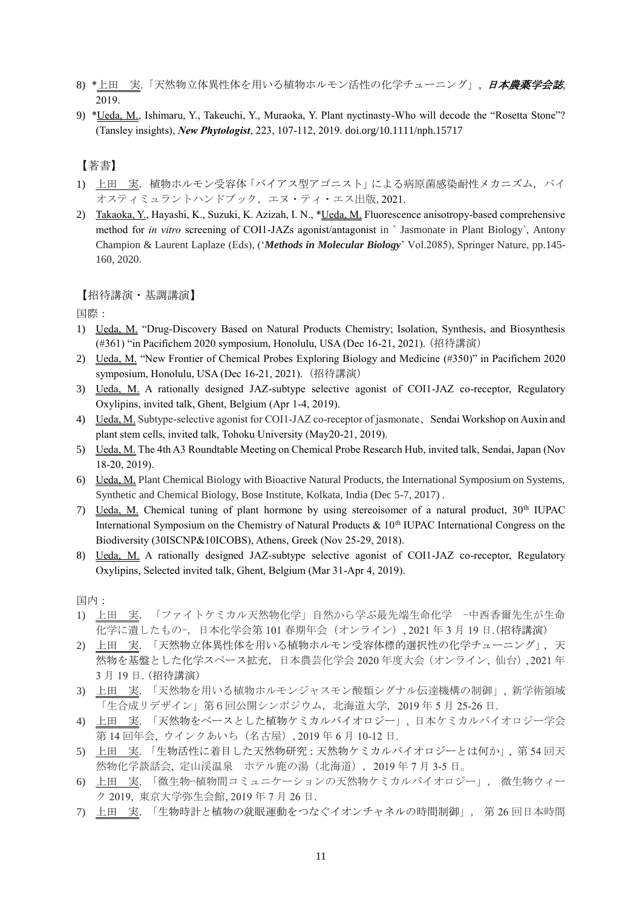8) *上田　実.「天然物立体異性体を用いる植物ホルモン活性の化学チューニング」, ***日本農薬学会誌***, 2019.
9) *Ueda, M., Ishimaru, Y., Takeuchi, Y., Muraoka, Y. Plant nyctinasty-Who will decode the "Rosetta Stone"? (Tansley insights), ***New Phytologist***, 223, 107-112, 2019. doi.org/10.1111/nph.15717

【著書】

1) 上田　実. 植物ホルモン受容体「バイアス型アゴニスト」による病原菌感染耐性メカニズム，バイオスティミュラントハンドブック，エヌ・ティ・エス出版, 2021.
2) Takaoka, Y., Hayashi, K., Suzuki, K. Azizah, I. N., *Ueda, M. Fluorescence anisotropy-based comprehensive method for *in vitro* screening of COI1-JAZs agonist/antagonist in ` Jasmonate in Plant Biology`, Antony Champion & Laurent Laplaze (Eds), ('***Methods in Molecular Biology***' Vol.2085), Springer Nature, pp.145-160, 2020.

【招待講演・基調講演】

国際：

1) Ueda, M. "Drug-Discovery Based on Natural Products Chemistry; Isolation, Synthesis, and Biosynthesis (#361) "in Pacifichem 2020 symposium, Honolulu, USA (Dec 16-21, 2021).（招待講演）
2) Ueda, M. "New Frontier of Chemical Probes Exploring Biology and Medicine (#350)" in Pacifichem 2020 symposium, Honolulu, USA (Dec 16-21, 2021).（招待講演）
3) Ueda, M. A rationally designed JAZ-subtype selective agonist of COI1-JAZ co-receptor, Regulatory Oxylipins, invited talk, Ghent, Belgium (Apr 1-4, 2019).
4) Ueda, M. Subtype-selective agonist for COI1-JAZ co-receptor of jasmonate、Sendai Workshop on Auxin and plant stem cells, invited talk, Tohoku University (May20-21, 2019).
5) Ueda, M. The 4th A3 Roundtable Meeting on Chemical Probe Research Hub, invited talk, Sendai, Japan (Nov 18-20, 2019).
6) Ueda, M. Plant Chemical Biology with Bioactive Natural Products, the International Symposium on Systems, Synthetic and Chemical Biology, Bose Institute, Kolkata, India (Dec 5-7, 2017) .
7) Ueda, M. Chemical tuning of plant hormone by using stereoisomer of a natural product, 30th IUPAC International Symposium on the Chemistry of Natural Products & 10th IUPAC International Congress on the Biodiversity (30ISCNP&10ICOBS), Athens, Greek (Nov 25-29, 2018).
8) Ueda, M. A rationally designed JAZ-subtype selective agonist of COI1-JAZ co-receptor, Regulatory Oxylipins, Selected invited talk, Ghent, Belgium (Mar 31-Apr 4, 2019).

国内：

1) 上田　実. 「ファイトケミカル天然物化学」自然から学ぶ最先端生命化学　−中西香爾先生が生命化学に遺したもの−, 日本化学会第 101 春期年会（オンライン）, 2021 年 3 月 19 日.（招待講演）
2) 上田　実. 「天然物立体異性体を用いる植物ホルモン受容体標的選択性の化学チューニング」, 天然物を基盤とした化学スペース拡充, 日本農芸化学会 2020 年度大会（オンライン, 仙台）, 2021 年 3 月 19 日.（招待講演）
3) 上田　実. 「天然物を用いる植物ホルモンジャスモン酸類シグナル伝達機構の制御」, 新学術領域「生合成リデザイン」第 6 回公開シンポジウム, 北海道大学, 2019 年 5 月 25-26 日.
4) 上田　実. 「天然物をベースとした植物ケミカルバイオロジー」, 日本ケミカルバイオロジー学会第 14 回年会, ウインクあいち（名古屋）, 2019 年 6 月 10-12 日.
5) 上田　実. 「生物活性に着目した天然物研究 : 天然物ケミカルバイオロジーとは何か」, 第 54 回天然物化学談話会, 定山渓温泉　ホテル鹿の湯（北海道）, 2019 年 7 月 3-5 日。
6) 上田　実. 「微生物−植物間コミュニケーションの天然物ケミカルバイオロジー」, 微生物ウィーク 2019, 東京大学弥生会館, 2019 年 7 月 26 日.
7) 上田　実. 「生物時計と植物の就眠運動をつなぐイオンチャネルの時間制御」, 第 26 回日本時間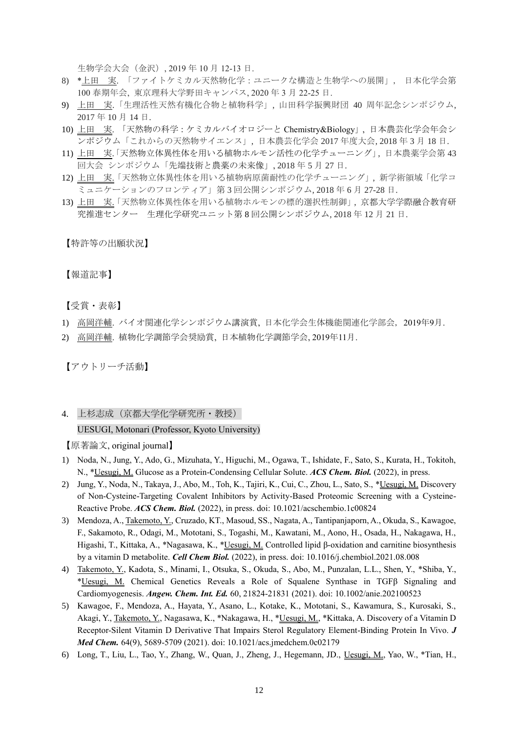生物学会大会（金沢）, 2019 年 10 月 12-13 日.

8) *上田　実. 「ファイトケミカル天然物化学：ユニークな構造と生物学への展開」， 日本化学会第 100 春期年会, 東京理科大学野田キャンパス, 2020 年 3 月 22-25 日.
9) 上田　実.「生理活性天然有機化合物と植物科学」，山田科学振興財団 40 周年記念シンポジウム, 2017 年 10 月 14 日.
10) 上田　実. 「天然物の科学：ケミカルバイオロジーと Chemistry&Biology」，日本農芸化学会年会シンポジウム「これからの天然物サイエンス」，日本農芸化学会 2017 年度大会, 2018 年 3 月 18 日.
11) 上田　実.「天然物立体異性体を用いる植物ホルモン活性の化学チューニング」，日本農薬学会第 43 回大会 シンポジウム「先端技術と農薬の未来像」, 2018 年 5 月 27 日.
12) 上田　実.「天然物立体異性体を用いる植物病原菌耐性の化学チューニング」，新学術領域「化学コミュニケーションのフロンティア」第 3 回公開シンポジウム, 2018 年 6 月 27-28 日.
13) 上田　実.「天然物立体異性体を用いる植物ホルモンの標的選択性制御」，京都大学学際融合教育研究推進センター　生理化学研究ユニット第 8 回公開シンポジウム, 2018 年 12 月 21 日.

【特許等の出願状況】

【報道記事】

【受賞・表彰】

1) 高岡洋輔. バイオ関連化学シンポジウム講演賞，日本化学会生体機能関連化学部会，2019年9月.
2) 高岡洋輔. 植物化学調節学会奨励賞，日本植物化学調節学会, 2019年11月.

【アウトリーチ活動】

4. 上杉志成（京都大学化学研究所・教授）
UESUGI, Motonari (Professor, Kyoto University)

【原著論文, original journal】

1) Noda, N., Jung, Y., Ado, G., Mizuhata, Y., Higuchi, M., Ogawa, T., Ishidate, F., Sato, S., Kurata, H., Tokitoh, N., *Uesugi, M. Glucose as a Protein-Condensing Cellular Solute. ***ACS Chem. Biol.*** (2022), in press.
2) Jung, Y., Noda, N., Takaya, J., Abo, M., Toh, K., Tajiri, K., Cui, C., Zhou, L., Sato, S., *Uesugi, M. Discovery of Non-Cysteine-Targeting Covalent Inhibitors by Activity-Based Proteomic Screening with a Cysteine-Reactive Probe. ***ACS Chem. Biol.*** (2022), in press. doi: 10.1021/acschembio.1c00824
3) Mendoza, A., Takemoto, Y., Cruzado, KT., Masoud, SS., Nagata, A., Tantipanjaporn, A., Okuda, S., Kawagoe, F., Sakamoto, R., Odagi, M., Mototani, S., Togashi, M., Kawatani, M., Aono, H., Osada, H., Nakagawa, H., Higashi, T., Kittaka, A., *Nagasawa, K., *Uesugi, M. Controlled lipid β-oxidation and carnitine biosynthesis by a vitamin D metabolite. ***Cell Chem Biol.*** (2022), in press. doi: 10.1016/j.chembiol.2021.08.008
4) Takemoto, Y., Kadota, S., Minami, I., Otsuka, S., Okuda, S., Abo, M., Punzalan, L.L., Shen, Y., *Shiba, Y., *Uesugi, M. Chemical Genetics Reveals a Role of Squalene Synthase in TGFβ Signaling and Cardiomyogenesis. ***Angew. Chem. Int. Ed.*** 60, 21824-21831 (2021). doi: 10.1002/anie.202100523
5) Kawagoe, F., Mendoza, A., Hayata, Y., Asano, L., Kotake, K., Mototani, S., Kawamura, S., Kurosaki, S., Akagi, Y., Takemoto, Y., Nagasawa, K., *Nakagawa, H., *Uesugi, M., *Kittaka, A. Discovery of a Vitamin D Receptor-Silent Vitamin D Derivative That Impairs Sterol Regulatory Element-Binding Protein In Vivo. ***J Med Chem.*** 64(9), 5689-5709 (2021). doi: 10.1021/acs.jmedchem.0c02179
6) Long, T., Liu, L., Tao, Y., Zhang, W., Quan, J., Zheng, J., Hegemann, JD., Uesugi, M., Yao, W., *Tian, H.,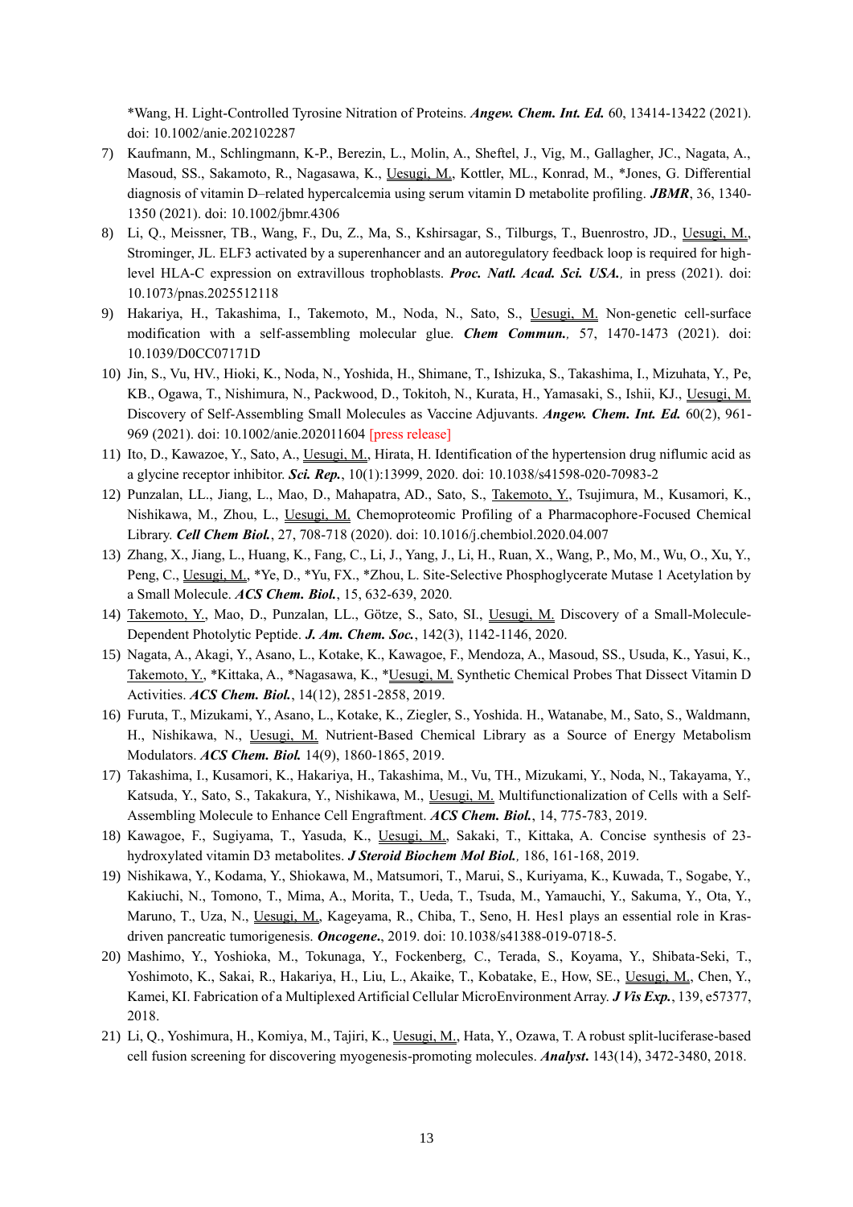*Wang, H. Light-Controlled Tyrosine Nitration of Proteins. ***Angew. Chem. Int. Ed.*** 60, 13414-13422 (2021). doi: 10.1002/anie.202102287

7) Kaufmann, M., Schlingmann, K-P., Berezin, L., Molin, A., Sheftel, J., Vig, M., Gallagher, JC., Nagata, A., Masoud, SS., Sakamoto, R., Nagasawa, K., Uesugi, M., Kottler, ML., Konrad, M., *Jones, G. Differential diagnosis of vitamin D–related hypercalcemia using serum vitamin D metabolite profiling. ***JBMR***, 36, 1340-1350 (2021). doi: 10.1002/jbmr.4306
8) Li, Q., Meissner, TB., Wang, F., Du, Z., Ma, S., Kshirsagar, S., Tilburgs, T., Buenrostro, JD., Uesugi, M., Strominger, JL. ELF3 activated by a superenhancer and an autoregulatory feedback loop is required for high-level HLA-C expression on extravillous trophoblasts. ***Proc. Natl. Acad. Sci. USA.***, in press (2021). doi: 10.1073/pnas.2025512118
9) Hakariya, H., Takashima, I., Takemoto, M., Noda, N., Sato, S., Uesugi, M. Non-genetic cell-surface modification with a self-assembling molecular glue. ***Chem Commun.***, 57, 1470-1473 (2021). doi: 10.1039/D0CC07171D
10) Jin, S., Vu, HV., Hioki, K., Noda, N., Yoshida, H., Shimane, T., Ishizuka, S., Takashima, I., Mizuhata, Y., Pe, KB., Ogawa, T., Nishimura, N., Packwood, D., Tokitoh, N., Kurata, H., Yamasaki, S., Ishii, KJ., Uesugi, M. Discovery of Self-Assembling Small Molecules as Vaccine Adjuvants. ***Angew. Chem. Int. Ed.*** 60(2), 961-969 (2021). doi: 10.1002/anie.202011604 [press release]
11) Ito, D., Kawazoe, Y., Sato, A., Uesugi, M., Hirata, H. Identification of the hypertension drug niflumic acid as a glycine receptor inhibitor. ***Sci. Rep.***, 10(1):13999, 2020. doi: 10.1038/s41598-020-70983-2
12) Punzalan, LL., Jiang, L., Mao, D., Mahapatra, AD., Sato, S., Takemoto, Y., Tsujimura, M., Kusamori, K., Nishikawa, M., Zhou, L., Uesugi, M. Chemoproteomic Profiling of a Pharmacophore-Focused Chemical Library. ***Cell Chem Biol.***, 27, 708-718 (2020). doi: 10.1016/j.chembiol.2020.04.007
13) Zhang, X., Jiang, L., Huang, K., Fang, C., Li, J., Yang, J., Li, H., Ruan, X., Wang, P., Mo, M., Wu, O., Xu, Y., Peng, C., Uesugi, M., *Ye, D., *Yu, FX., *Zhou, L. Site-Selective Phosphoglycerate Mutase 1 Acetylation by a Small Molecule. ***ACS Chem. Biol.***, 15, 632-639, 2020.
14) Takemoto, Y., Mao, D., Punzalan, LL., Götze, S., Sato, SI., Uesugi, M. Discovery of a Small-Molecule-Dependent Photolytic Peptide. ***J. Am. Chem. Soc.***, 142(3), 1142-1146, 2020.
15) Nagata, A., Akagi, Y., Asano, L., Kotake, K., Kawagoe, F., Mendoza, A., Masoud, SS., Usuda, K., Yasui, K., Takemoto, Y., *Kittaka, A., *Nagasawa, K., *Uesugi, M. Synthetic Chemical Probes That Dissect Vitamin D Activities. ***ACS Chem. Biol.***, 14(12), 2851-2858, 2019.
16) Furuta, T., Mizukami, Y., Asano, L., Kotake, K., Ziegler, S., Yoshida. H., Watanabe, M., Sato, S., Waldmann, H., Nishikawa, N., Uesugi, M. Nutrient-Based Chemical Library as a Source of Energy Metabolism Modulators. ***ACS Chem. Biol.*** 14(9), 1860-1865, 2019.
17) Takashima, I., Kusamori, K., Hakariya, H., Takashima, M., Vu, TH., Mizukami, Y., Noda, N., Takayama, Y., Katsuda, Y., Sato, S., Takakura, Y., Nishikawa, M., Uesugi, M. Multifunctionalization of Cells with a Self-Assembling Molecule to Enhance Cell Engraftment. ***ACS Chem. Biol.***, 14, 775-783, 2019.
18) Kawagoe, F., Sugiyama, T., Yasuda, K., Uesugi, M., Sakaki, T., Kittaka, A. Concise synthesis of 23-hydroxylated vitamin D3 metabolites. ***J Steroid Biochem Mol Biol.***, 186, 161-168, 2019.
19) Nishikawa, Y., Kodama, Y., Shiokawa, M., Matsumori, T., Marui, S., Kuriyama, K., Kuwada, T., Sogabe, Y., Kakiuchi, N., Tomono, T., Mima, A., Morita, T., Ueda, T., Tsuda, M., Yamauchi, Y., Sakuma, Y., Ota, Y., Maruno, T., Uza, N., Uesugi, M., Kageyama, R., Chiba, T., Seno, H. Hes1 plays an essential role in Kras-driven pancreatic tumorigenesis. ***Oncogene.***, 2019. doi: 10.1038/s41388-019-0718-5.
20) Mashimo, Y., Yoshioka, M., Tokunaga, Y., Fockenberg, C., Terada, S., Koyama, Y., Shibata-Seki, T., Yoshimoto, K., Sakai, R., Hakariya, H., Liu, L., Akaike, T., Kobatake, E., How, SE., Uesugi, M., Chen, Y., Kamei, KI. Fabrication of a Multiplexed Artificial Cellular MicroEnvironment Array. ***J Vis Exp.***, 139, e57377, 2018.
21) Li, Q., Yoshimura, H., Komiya, M., Tajiri, K., Uesugi, M., Hata, Y., Ozawa, T. A robust split-luciferase-based cell fusion screening for discovering myogenesis-promoting molecules. ***Analyst.*** 143(14), 3472-3480, 2018.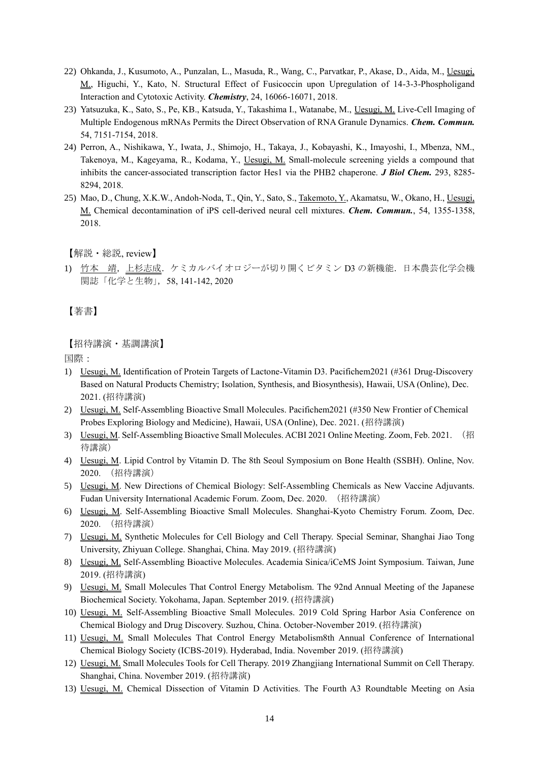22) Ohkanda, J., Kusumoto, A., Punzalan, L., Masuda, R., Wang, C., Parvatkar, P., Akase, D., Aida, M., Uesugi, M., Higuchi, Y., Kato, N. Structural Effect of Fusicoccin upon Upregulation of 14-3-3-Phospholigand Interaction and Cytotoxic Activity. ***Chemistry***, 24, 16066-16071, 2018.
23) Yatsuzuka, K., Sato, S., Pe, KB., Katsuda, Y., Takashima I., Watanabe, M., Uesugi, M. Live-Cell Imaging of Multiple Endogenous mRNAs Permits the Direct Observation of RNA Granule Dynamics. ***Chem. Commun.*** 54, 7151-7154, 2018.
24) Perron, A., Nishikawa, Y., Iwata, J., Shimojo, H., Takaya, J., Kobayashi, K., Imayoshi, I., Mbenza, NM., Takenoya, M., Kageyama, R., Kodama, Y., Uesugi, M. Small-molecule screening yields a compound that inhibits the cancer-associated transcription factor Hes1 via the PHB2 chaperone. ***J Biol Chem.*** 293, 8285-8294, 2018.
25) Mao, D., Chung, X.K.W., Andoh-Noda, T., Qin, Y., Sato, S., Takemoto, Y., Akamatsu, W., Okano, H., Uesugi, M. Chemical decontamination of iPS cell-derived neural cell mixtures. ***Chem. Commun.***, 54, 1355-1358, 2018.

【解説・総説, review】

1) 竹本　靖，上杉志成．ケミカルバイオロジーが切り開くビタミン D3 の新機能．日本農芸化学会機関誌「化学と生物」，58, 141-142, 2020

【著書】

【招待講演・基調講演】

国際：

1) Uesugi, M. Identification of Protein Targets of Lactone-Vitamin D3. Pacifichem2021 (#361 Drug-Discovery Based on Natural Products Chemistry; Isolation, Synthesis, and Biosynthesis), Hawaii, USA (Online), Dec. 2021. (招待講演)
2) Uesugi, M. Self-Assembling Bioactive Small Molecules. Pacifichem2021 (#350 New Frontier of Chemical Probes Exploring Biology and Medicine), Hawaii, USA (Online), Dec. 2021. (招待講演)
3) Uesugi, M. Self-Assembling Bioactive Small Molecules. ACBI 2021 Online Meeting. Zoom, Feb. 2021. （招待講演）
4) Uesugi, M. Lipid Control by Vitamin D. The 8th Seoul Symposium on Bone Health (SSBH). Online, Nov. 2020. （招待講演）
5) Uesugi, M. New Directions of Chemical Biology: Self-Assembling Chemicals as New Vaccine Adjuvants. Fudan University International Academic Forum. Zoom, Dec. 2020. （招待講演）
6) Uesugi, M. Self-Assembling Bioactive Small Molecules. Shanghai-Kyoto Chemistry Forum. Zoom, Dec. 2020. （招待講演）
7) Uesugi, M. Synthetic Molecules for Cell Biology and Cell Therapy. Special Seminar, Shanghai Jiao Tong University, Zhiyuan College. Shanghai, China. May 2019. (招待講演)
8) Uesugi, M. Self-Assembling Bioactive Molecules. Academia Sinica/iCeMS Joint Symposium. Taiwan, June 2019. (招待講演)
9) Uesugi, M. Small Molecules That Control Energy Metabolism. The 92nd Annual Meeting of the Japanese Biochemical Society. Yokohama, Japan. September 2019. (招待講演)
10) Uesugi, M. Self-Assembling Bioactive Small Molecules. 2019 Cold Spring Harbor Asia Conference on Chemical Biology and Drug Discovery. Suzhou, China. October-November 2019. (招待講演)
11) Uesugi, M. Small Molecules That Control Energy Metabolism8th Annual Conference of International Chemical Biology Society (ICBS-2019). Hyderabad, India. November 2019. (招待講演)
12) Uesugi, M. Small Molecules Tools for Cell Therapy. 2019 Zhangjiang International Summit on Cell Therapy. Shanghai, China. November 2019. (招待講演)
13) Uesugi, M. Chemical Dissection of Vitamin D Activities. The Fourth A3 Roundtable Meeting on Asia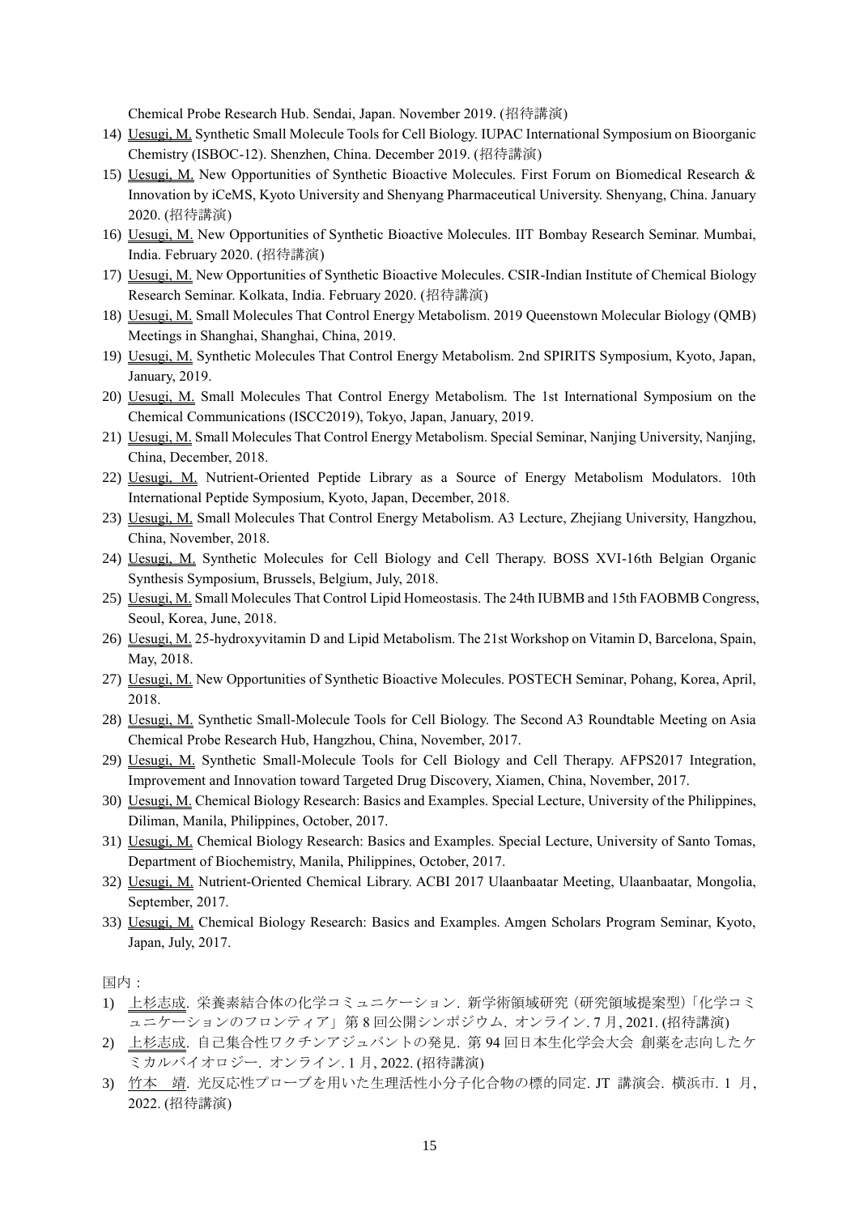Chemical Probe Research Hub. Sendai, Japan. November 2019. (招待講演)

14) Uesugi, M. Synthetic Small Molecule Tools for Cell Biology. IUPAC International Symposium on Bioorganic Chemistry (ISBOC-12). Shenzhen, China. December 2019. (招待講演)
15) Uesugi, M. New Opportunities of Synthetic Bioactive Molecules. First Forum on Biomedical Research & Innovation by iCeMS, Kyoto University and Shenyang Pharmaceutical University. Shenyang, China. January 2020. (招待講演)
16) Uesugi, M. New Opportunities of Synthetic Bioactive Molecules. IIT Bombay Research Seminar. Mumbai, India. February 2020. (招待講演)
17) Uesugi, M. New Opportunities of Synthetic Bioactive Molecules. CSIR-Indian Institute of Chemical Biology Research Seminar. Kolkata, India. February 2020. (招待講演)
18) Uesugi, M. Small Molecules That Control Energy Metabolism. 2019 Queenstown Molecular Biology (QMB) Meetings in Shanghai, Shanghai, China, 2019.
19) Uesugi, M. Synthetic Molecules That Control Energy Metabolism. 2nd SPIRITS Symposium, Kyoto, Japan, January, 2019.
20) Uesugi, M. Small Molecules That Control Energy Metabolism. The 1st International Symposium on the Chemical Communications (ISCC2019), Tokyo, Japan, January, 2019.
21) Uesugi, M. Small Molecules That Control Energy Metabolism. Special Seminar, Nanjing University, Nanjing, China, December, 2018.
22) Uesugi, M. Nutrient-Oriented Peptide Library as a Source of Energy Metabolism Modulators. 10th International Peptide Symposium, Kyoto, Japan, December, 2018.
23) Uesugi, M. Small Molecules That Control Energy Metabolism. A3 Lecture, Zhejiang University, Hangzhou, China, November, 2018.
24) Uesugi, M. Synthetic Molecules for Cell Biology and Cell Therapy. BOSS XVI-16th Belgian Organic Synthesis Symposium, Brussels, Belgium, July, 2018.
25) Uesugi, M. Small Molecules That Control Lipid Homeostasis. The 24th IUBMB and 15th FAOBMB Congress, Seoul, Korea, June, 2018.
26) Uesugi, M. 25-hydroxyvitamin D and Lipid Metabolism. The 21st Workshop on Vitamin D, Barcelona, Spain, May, 2018.
27) Uesugi, M. New Opportunities of Synthetic Bioactive Molecules. POSTECH Seminar, Pohang, Korea, April, 2018.
28) Uesugi, M. Synthetic Small-Molecule Tools for Cell Biology. The Second A3 Roundtable Meeting on Asia Chemical Probe Research Hub, Hangzhou, China, November, 2017.
29) Uesugi, M. Synthetic Small-Molecule Tools for Cell Biology and Cell Therapy. AFPS2017 Integration, Improvement and Innovation toward Targeted Drug Discovery, Xiamen, China, November, 2017.
30) Uesugi, M. Chemical Biology Research: Basics and Examples. Special Lecture, University of the Philippines, Diliman, Manila, Philippines, October, 2017.
31) Uesugi, M. Chemical Biology Research: Basics and Examples. Special Lecture, University of Santo Tomas, Department of Biochemistry, Manila, Philippines, October, 2017.
32) Uesugi, M. Nutrient-Oriented Chemical Library. ACBI 2017 Ulaanbaatar Meeting, Ulaanbaatar, Mongolia, September, 2017.
33) Uesugi, M. Chemical Biology Research: Basics and Examples. Amgen Scholars Program Seminar, Kyoto, Japan, July, 2017.

国内：

1) 上杉志成. 栄養素結合体の化学コミュニケーション. 新学術領域研究（研究領域提案型）「化学コミュニケーションのフロンティア」第 8 回公開シンポジウム. オンライン. 7 月, 2021. (招待講演)
2) 上杉志成. 自己集合性ワクチンアジュバントの発見. 第 94 回日本生化学会大会 創薬を志向したケミカルバイオロジー. オンライン. 1 月, 2022. (招待講演)
3) 竹本 靖. 光反応性プローブを用いた生理活性小分子化合物の標的同定. JT 講演会. 横浜市. 1 月, 2022. (招待講演)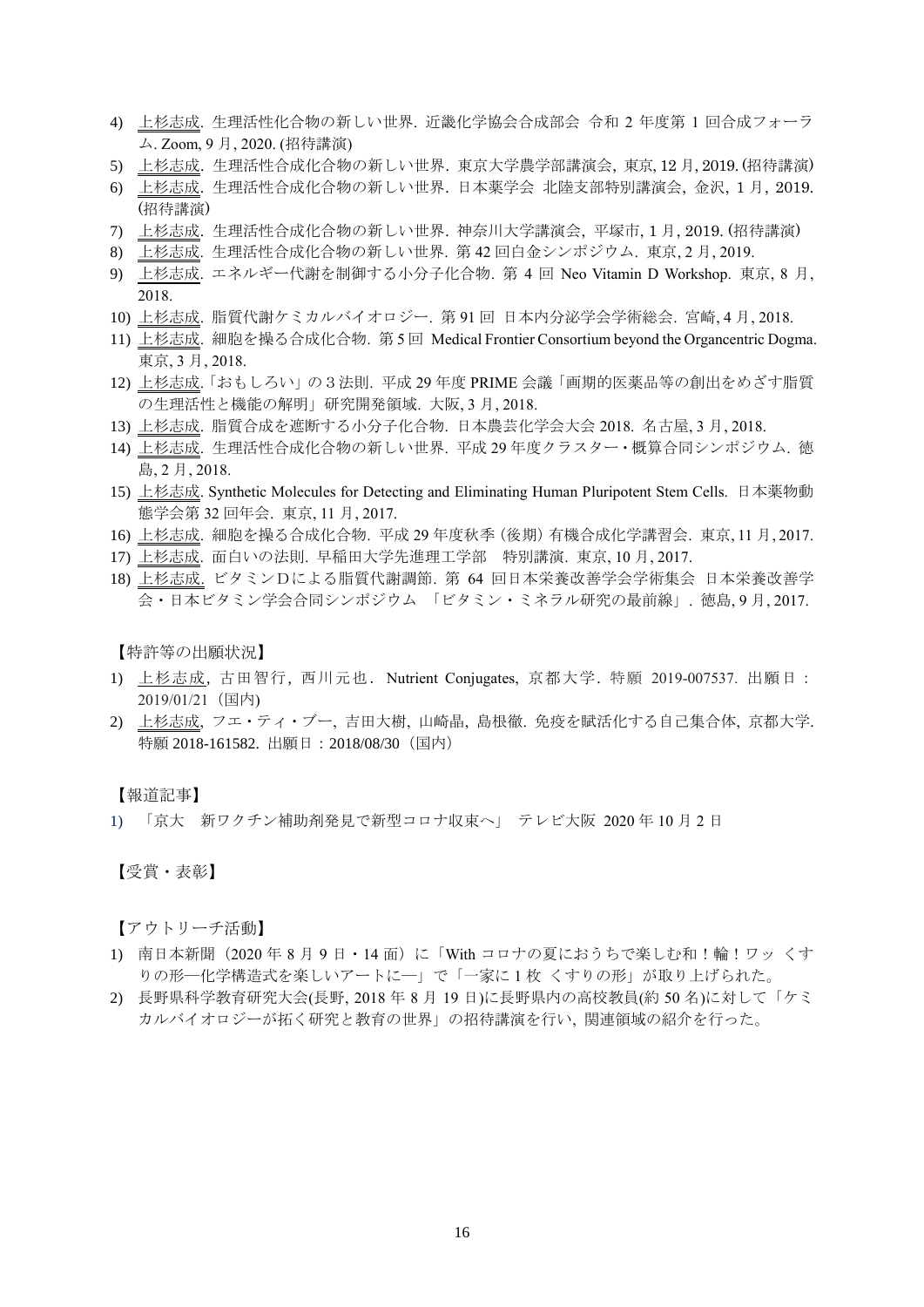4) 上杉志成. 生理活性化合物の新しい世界. 近畿化学協会合成部会 令和 2 年度第 1 回合成フォーラム. Zoom, 9 月, 2020. (招待講演)
5) 上杉志成. 生理活性合成化合物の新しい世界. 東京大学農学部講演会, 東京, 12 月, 2019. (招待講演)
6) 上杉志成. 生理活性合成化合物の新しい世界. 日本薬学会 北陸支部特別講演会, 金沢, 1 月, 2019. (招待講演)
7) 上杉志成. 生理活性合成化合物の新しい世界. 神奈川大学講演会, 平塚市, 1 月, 2019. (招待講演)
8) 上杉志成. 生理活性合成化合物の新しい世界. 第 42 回白金シンポジウム. 東京, 2 月, 2019.
9) 上杉志成. エネルギー代謝を制御する小分子化合物. 第 4 回 Neo Vitamin D Workshop. 東京, 8 月, 2018.
10) 上杉志成. 脂質代謝ケミカルバイオロジー. 第 91 回 日本内分泌学会学術総会. 宮崎, 4 月, 2018.
11) 上杉志成. 細胞を操る合成化合物. 第 5 回 Medical Frontier Consortium beyond the Organcentric Dogma. 東京, 3 月, 2018.
12) 上杉志成.「おもしろい」の３法則. 平成 29 年度 PRIME 会議「画期的医薬品等の創出をめざす脂質の生理活性と機能の解明」研究開発領域. 大阪, 3 月, 2018.
13) 上杉志成. 脂質合成を遮断する小分子化合物. 日本農芸化学会大会 2018. 名古屋, 3 月, 2018.
14) 上杉志成. 生理活性合成化合物の新しい世界. 平成 29 年度クラスター・概算合同シンポジウム. 徳島, 2 月, 2018.
15) 上杉志成. Synthetic Molecules for Detecting and Eliminating Human Pluripotent Stem Cells. 日本薬物動態学会第 32 回年会. 東京, 11 月, 2017.
16) 上杉志成. 細胞を操る合成化合物. 平成 29 年度秋季（後期）有機合成化学講習会. 東京, 11 月, 2017.
17) 上杉志成. 面白いの法則. 早稲田大学先進理工学部　特別講演. 東京, 10 月, 2017.
18) 上杉志成. ビタミンDによる脂質代謝調節. 第 64 回日本栄養改善学会学術集会 日本栄養改善学会・日本ビタミン学会合同シンポジウム 「ビタミン・ミネラル研究の最前線」. 徳島, 9 月, 2017.

【特許等の出願状況】

1) 上杉志成, 古田智行, 西川元也. Nutrient Conjugates, 京都大学. 特願 2019-007537. 出願日：2019/01/21（国内)
2) 上杉志成, フエ・ティ・ブー, 吉田大樹, 山崎晶, 島根徹. 免疫を賦活化する自己集合体, 京都大学. 特願 2018-161582. 出願日：2018/08/30（国内）

【報道記事】

1) 「京大　新ワクチン補助剤発見で新型コロナ収束へ」 テレビ大阪 2020 年 10 月 2 日

【受賞・表彰】

【アウトリーチ活動】

1) 南日本新聞（2020 年 8 月 9 日・14 面）に「With コロナの夏におうちで楽しむ和！輪！ワッ くすりの形―化学構造式を楽しいアートに―」で「一家に 1 枚 くすりの形」が取り上げられた。
2) 長野県科学教育研究大会(長野, 2018 年 8 月 19 日)に長野県内の高校教員(約 50 名)に対して「ケミカルバイオロジーが拓く研究と教育の世界」の招待講演を行い, 関連領域の紹介を行った。